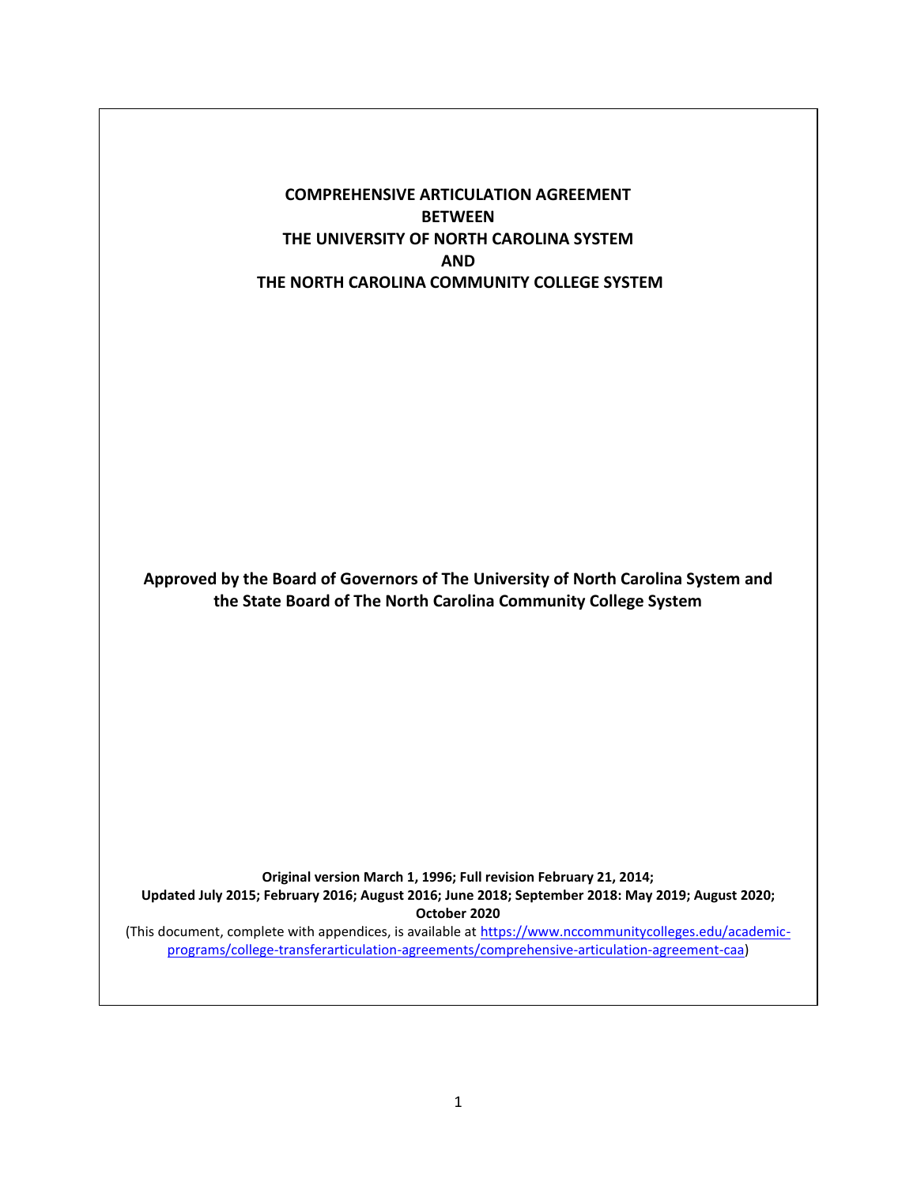# COMPREHENSIVE ARTICULATION AGREEMENT BETWEEN THE UNIVERSITY OF NORTH CAROLINA SYSTEM AND THE NORTH CAROLINA COMMUNITY COLLEGE SYSTEM

**Approved by the Board of Governors of The University of North Carolina System and the State Board of The North Carolina Community College System**

**Original version March 1, 1996; Full revision February 21, 2014;**
**Updated July 2015; February 2016; August 2016; June 2018; September 2018: May 2019; August 2020; October 2020**

(This document, complete with appendices, is available at [https://www.nccommunitycolleges.edu/academic-programs/college-transferarticulation-agreements/comprehensive-articulation-agreement-caa](https://www.nccommunitycolleges.edu/academic-programs/college-transferarticulation-agreements/comprehensive-articulation-agreement-caa))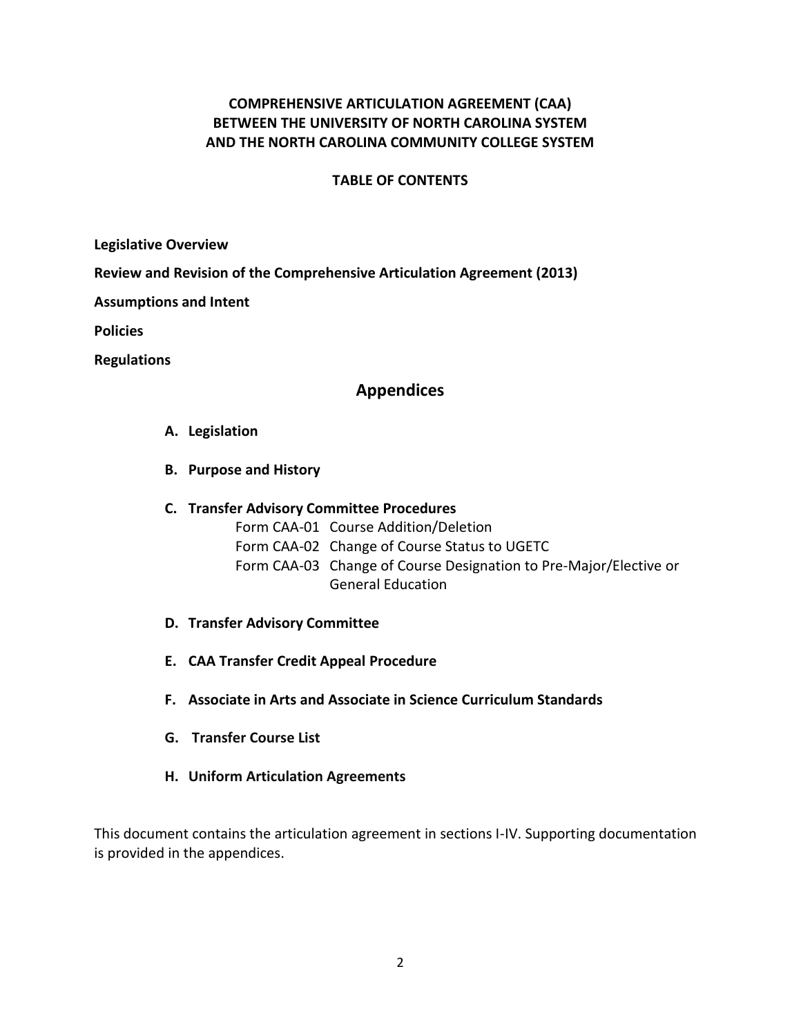# COMPREHENSIVE ARTICULATION AGREEMENT (CAA) BETWEEN THE UNIVERSITY OF NORTH CAROLINA SYSTEM AND THE NORTH CAROLINA COMMUNITY COLLEGE SYSTEM

## TABLE OF CONTENTS

**Legislative Overview**

**Review and Revision of the Comprehensive Articulation Agreement (2013)**

**Assumptions and Intent**

**Policies**

**Regulations**

## Appendices

A. **Legislation**

B. **Purpose and History**

C. **Transfer Advisory Committee Procedures**
   - Form CAA-01 Course Addition/Deletion
   - Form CAA-02 Change of Course Status to UGETC
   - Form CAA-03 Change of Course Designation to Pre-Major/Elective or General Education

D. **Transfer Advisory Committee**

E. **CAA Transfer Credit Appeal Procedure**

F. **Associate in Arts and Associate in Science Curriculum Standards**

G. **Transfer Course List**

H. **Uniform Articulation Agreements**

This document contains the articulation agreement in sections I-IV. Supporting documentation is provided in the appendices.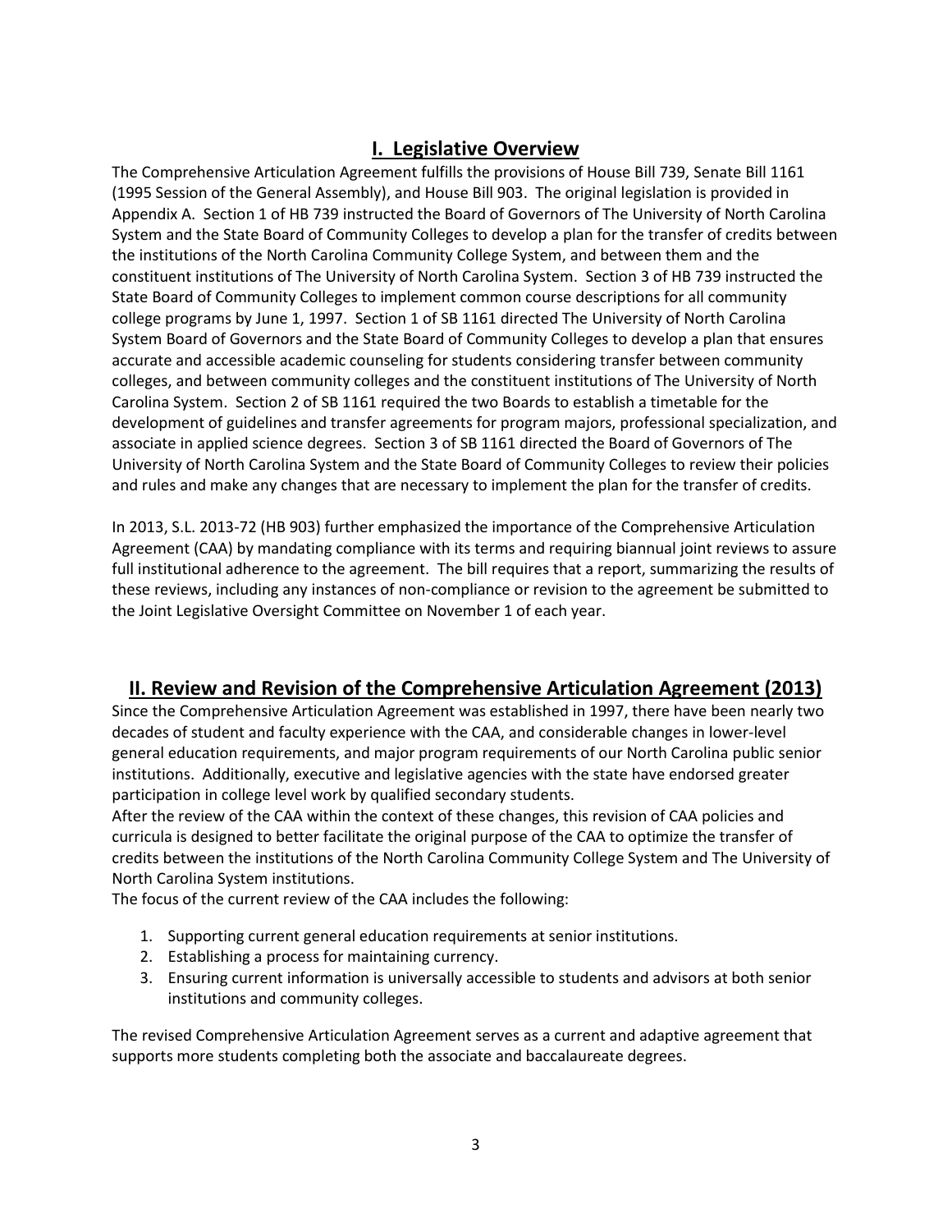## I. Legislative Overview

The Comprehensive Articulation Agreement fulfills the provisions of House Bill 739, Senate Bill 1161 (1995 Session of the General Assembly), and House Bill 903. The original legislation is provided in Appendix A. Section 1 of HB 739 instructed the Board of Governors of The University of North Carolina System and the State Board of Community Colleges to develop a plan for the transfer of credits between the institutions of the North Carolina Community College System, and between them and the constituent institutions of The University of North Carolina System. Section 3 of HB 739 instructed the State Board of Community Colleges to implement common course descriptions for all community college programs by June 1, 1997. Section 1 of SB 1161 directed The University of North Carolina System Board of Governors and the State Board of Community Colleges to develop a plan that ensures accurate and accessible academic counseling for students considering transfer between community colleges, and between community colleges and the constituent institutions of The University of North Carolina System. Section 2 of SB 1161 required the two Boards to establish a timetable for the development of guidelines and transfer agreements for program majors, professional specialization, and associate in applied science degrees. Section 3 of SB 1161 directed the Board of Governors of The University of North Carolina System and the State Board of Community Colleges to review their policies and rules and make any changes that are necessary to implement the plan for the transfer of credits.

In 2013, S.L. 2013-72 (HB 903) further emphasized the importance of the Comprehensive Articulation Agreement (CAA) by mandating compliance with its terms and requiring biannual joint reviews to assure full institutional adherence to the agreement. The bill requires that a report, summarizing the results of these reviews, including any instances of non-compliance or revision to the agreement be submitted to the Joint Legislative Oversight Committee on November 1 of each year.

## II. Review and Revision of the Comprehensive Articulation Agreement (2013)

Since the Comprehensive Articulation Agreement was established in 1997, there have been nearly two decades of student and faculty experience with the CAA, and considerable changes in lower-level general education requirements, and major program requirements of our North Carolina public senior institutions. Additionally, executive and legislative agencies with the state have endorsed greater participation in college level work by qualified secondary students.

After the review of the CAA within the context of these changes, this revision of CAA policies and curricula is designed to better facilitate the original purpose of the CAA to optimize the transfer of credits between the institutions of the North Carolina Community College System and The University of North Carolina System institutions.

The focus of the current review of the CAA includes the following:

1. Supporting current general education requirements at senior institutions.
2. Establishing a process for maintaining currency.
3. Ensuring current information is universally accessible to students and advisors at both senior institutions and community colleges.

The revised Comprehensive Articulation Agreement serves as a current and adaptive agreement that supports more students completing both the associate and baccalaureate degrees.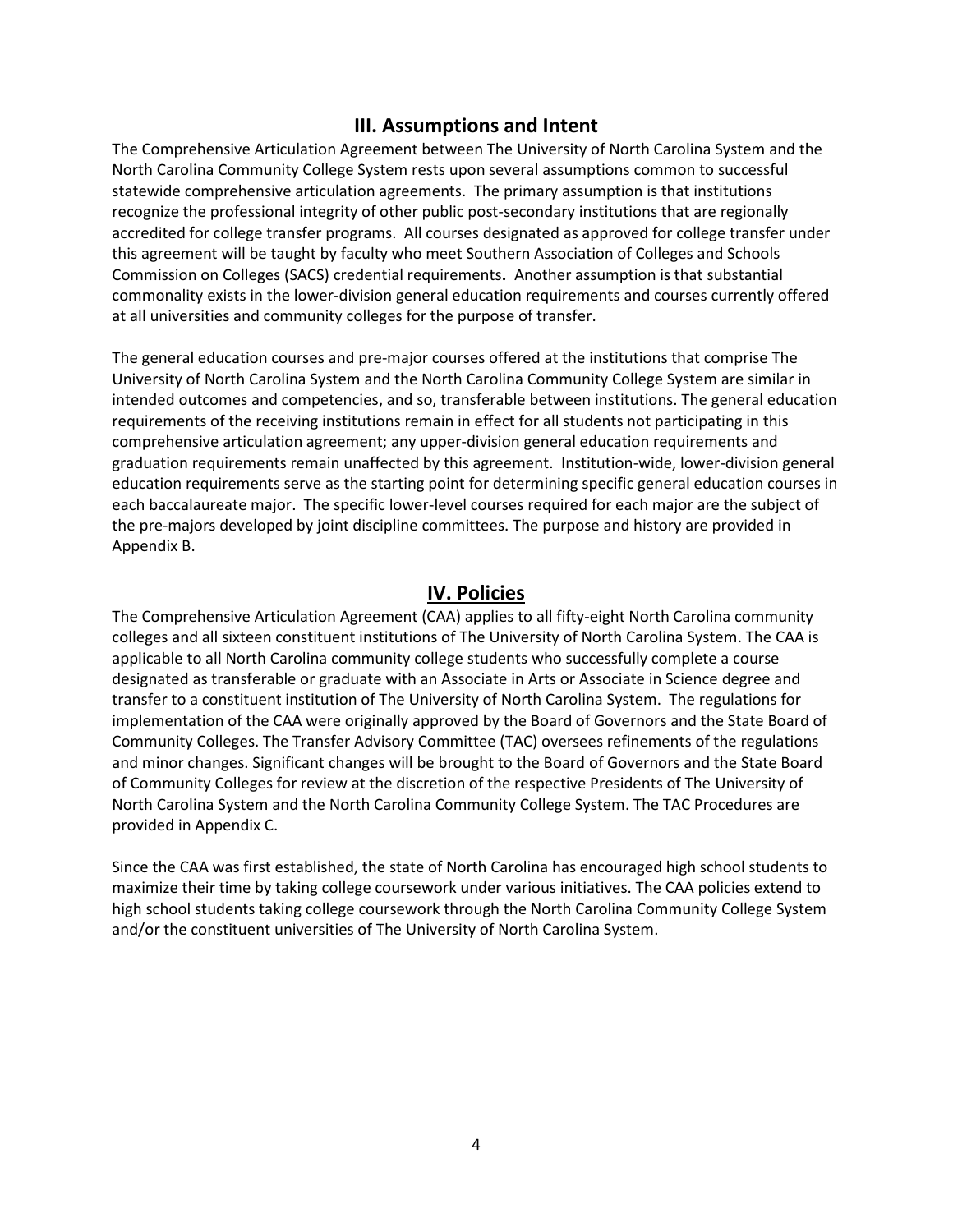## III. Assumptions and Intent

The Comprehensive Articulation Agreement between The University of North Carolina System and the North Carolina Community College System rests upon several assumptions common to successful statewide comprehensive articulation agreements. The primary assumption is that institutions recognize the professional integrity of other public post-secondary institutions that are regionally accredited for college transfer programs. All courses designated as approved for college transfer under this agreement will be taught by faculty who meet Southern Association of Colleges and Schools Commission on Colleges (SACS) credential requirements**.** Another assumption is that substantial commonality exists in the lower-division general education requirements and courses currently offered at all universities and community colleges for the purpose of transfer.

The general education courses and pre-major courses offered at the institutions that comprise The University of North Carolina System and the North Carolina Community College System are similar in intended outcomes and competencies, and so, transferable between institutions. The general education requirements of the receiving institutions remain in effect for all students not participating in this comprehensive articulation agreement; any upper-division general education requirements and graduation requirements remain unaffected by this agreement. Institution-wide, lower-division general education requirements serve as the starting point for determining specific general education courses in each baccalaureate major. The specific lower-level courses required for each major are the subject of the pre-majors developed by joint discipline committees. The purpose and history are provided in Appendix B.

## IV. Policies

The Comprehensive Articulation Agreement (CAA) applies to all fifty-eight North Carolina community colleges and all sixteen constituent institutions of The University of North Carolina System. The CAA is applicable to all North Carolina community college students who successfully complete a course designated as transferable or graduate with an Associate in Arts or Associate in Science degree and transfer to a constituent institution of The University of North Carolina System. The regulations for implementation of the CAA were originally approved by the Board of Governors and the State Board of Community Colleges. The Transfer Advisory Committee (TAC) oversees refinements of the regulations and minor changes. Significant changes will be brought to the Board of Governors and the State Board of Community Colleges for review at the discretion of the respective Presidents of The University of North Carolina System and the North Carolina Community College System. The TAC Procedures are provided in Appendix C.

Since the CAA was first established, the state of North Carolina has encouraged high school students to maximize their time by taking college coursework under various initiatives. The CAA policies extend to high school students taking college coursework through the North Carolina Community College System and/or the constituent universities of The University of North Carolina System.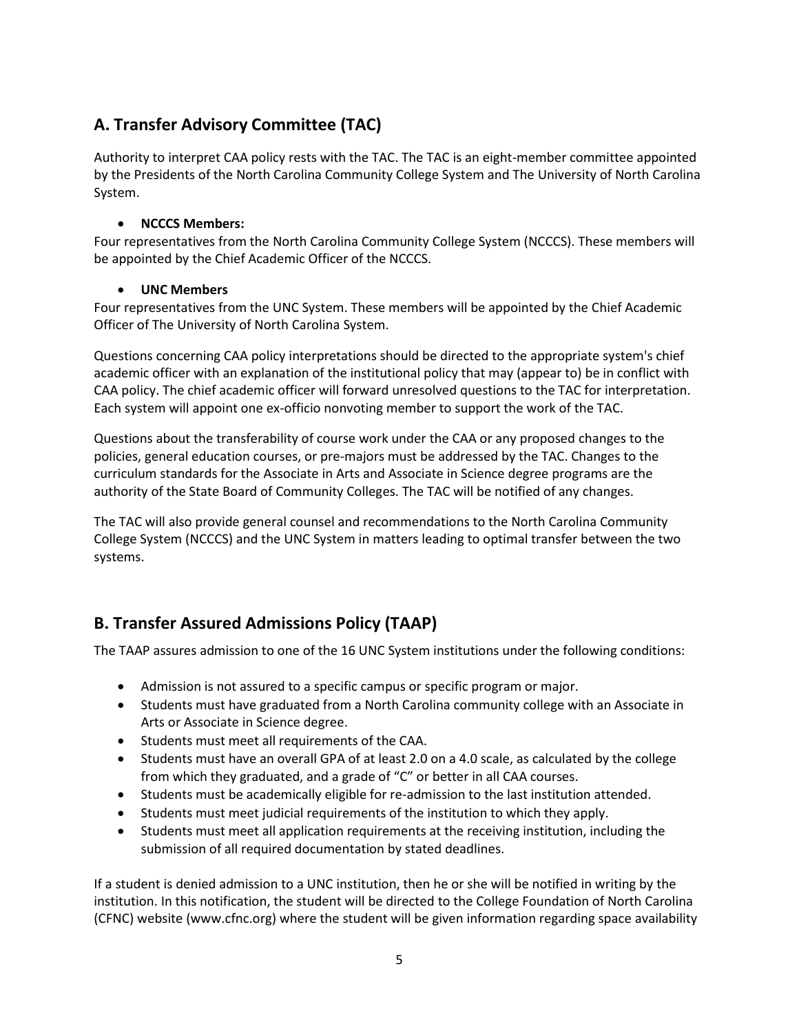## A. Transfer Advisory Committee (TAC)

Authority to interpret CAA policy rests with the TAC. The TAC is an eight-member committee appointed by the Presidents of the North Carolina Community College System and The University of North Carolina System.

- **NCCCS Members:**

Four representatives from the North Carolina Community College System (NCCCS). These members will be appointed by the Chief Academic Officer of the NCCCS.

- **UNC Members**

Four representatives from the UNC System. These members will be appointed by the Chief Academic Officer of The University of North Carolina System.

Questions concerning CAA policy interpretations should be directed to the appropriate system's chief academic officer with an explanation of the institutional policy that may (appear to) be in conflict with CAA policy. The chief academic officer will forward unresolved questions to the TAC for interpretation. Each system will appoint one ex-officio nonvoting member to support the work of the TAC.

Questions about the transferability of course work under the CAA or any proposed changes to the policies, general education courses, or pre-majors must be addressed by the TAC. Changes to the curriculum standards for the Associate in Arts and Associate in Science degree programs are the authority of the State Board of Community Colleges. The TAC will be notified of any changes.

The TAC will also provide general counsel and recommendations to the North Carolina Community College System (NCCCS) and the UNC System in matters leading to optimal transfer between the two systems.

## B. Transfer Assured Admissions Policy (TAAP)

The TAAP assures admission to one of the 16 UNC System institutions under the following conditions:

- Admission is not assured to a specific campus or specific program or major.
- Students must have graduated from a North Carolina community college with an Associate in Arts or Associate in Science degree.
- Students must meet all requirements of the CAA.
- Students must have an overall GPA of at least 2.0 on a 4.0 scale, as calculated by the college from which they graduated, and a grade of "C" or better in all CAA courses.
- Students must be academically eligible for re-admission to the last institution attended.
- Students must meet judicial requirements of the institution to which they apply.
- Students must meet all application requirements at the receiving institution, including the submission of all required documentation by stated deadlines.

If a student is denied admission to a UNC institution, then he or she will be notified in writing by the institution. In this notification, the student will be directed to the College Foundation of North Carolina (CFNC) website (www.cfnc.org) where the student will be given information regarding space availability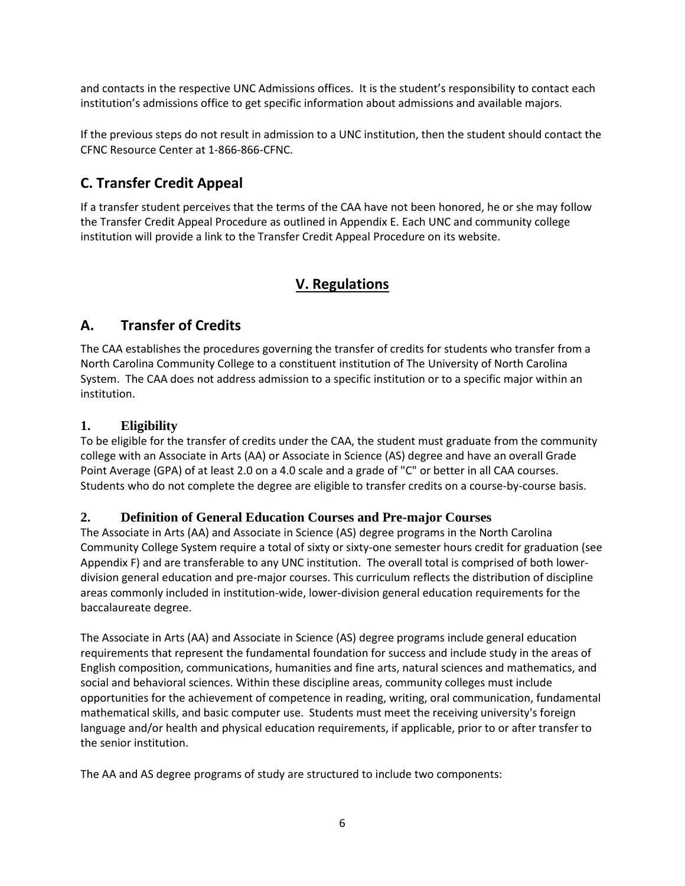and contacts in the respective UNC Admissions offices. It is the student's responsibility to contact each institution's admissions office to get specific information about admissions and available majors.

If the previous steps do not result in admission to a UNC institution, then the student should contact the CFNC Resource Center at 1-866-866-CFNC.

## C. Transfer Credit Appeal

If a transfer student perceives that the terms of the CAA have not been honored, he or she may follow the Transfer Credit Appeal Procedure as outlined in Appendix E. Each UNC and community college institution will provide a link to the Transfer Credit Appeal Procedure on its website.

# V. Regulations

## A. Transfer of Credits

The CAA establishes the procedures governing the transfer of credits for students who transfer from a North Carolina Community College to a constituent institution of The University of North Carolina System. The CAA does not address admission to a specific institution or to a specific major within an institution.

### 1. Eligibility

To be eligible for the transfer of credits under the CAA, the student must graduate from the community college with an Associate in Arts (AA) or Associate in Science (AS) degree and have an overall Grade Point Average (GPA) of at least 2.0 on a 4.0 scale and a grade of "C" or better in all CAA courses. Students who do not complete the degree are eligible to transfer credits on a course-by-course basis.

### 2. Definition of General Education Courses and Pre-major Courses

The Associate in Arts (AA) and Associate in Science (AS) degree programs in the North Carolina Community College System require a total of sixty or sixty-one semester hours credit for graduation (see Appendix F) and are transferable to any UNC institution. The overall total is comprised of both lower-division general education and pre-major courses. This curriculum reflects the distribution of discipline areas commonly included in institution-wide, lower-division general education requirements for the baccalaureate degree.

The Associate in Arts (AA) and Associate in Science (AS) degree programs include general education requirements that represent the fundamental foundation for success and include study in the areas of English composition, communications, humanities and fine arts, natural sciences and mathematics, and social and behavioral sciences. Within these discipline areas, community colleges must include opportunities for the achievement of competence in reading, writing, oral communication, fundamental mathematical skills, and basic computer use. Students must meet the receiving university's foreign language and/or health and physical education requirements, if applicable, prior to or after transfer to the senior institution.

The AA and AS degree programs of study are structured to include two components: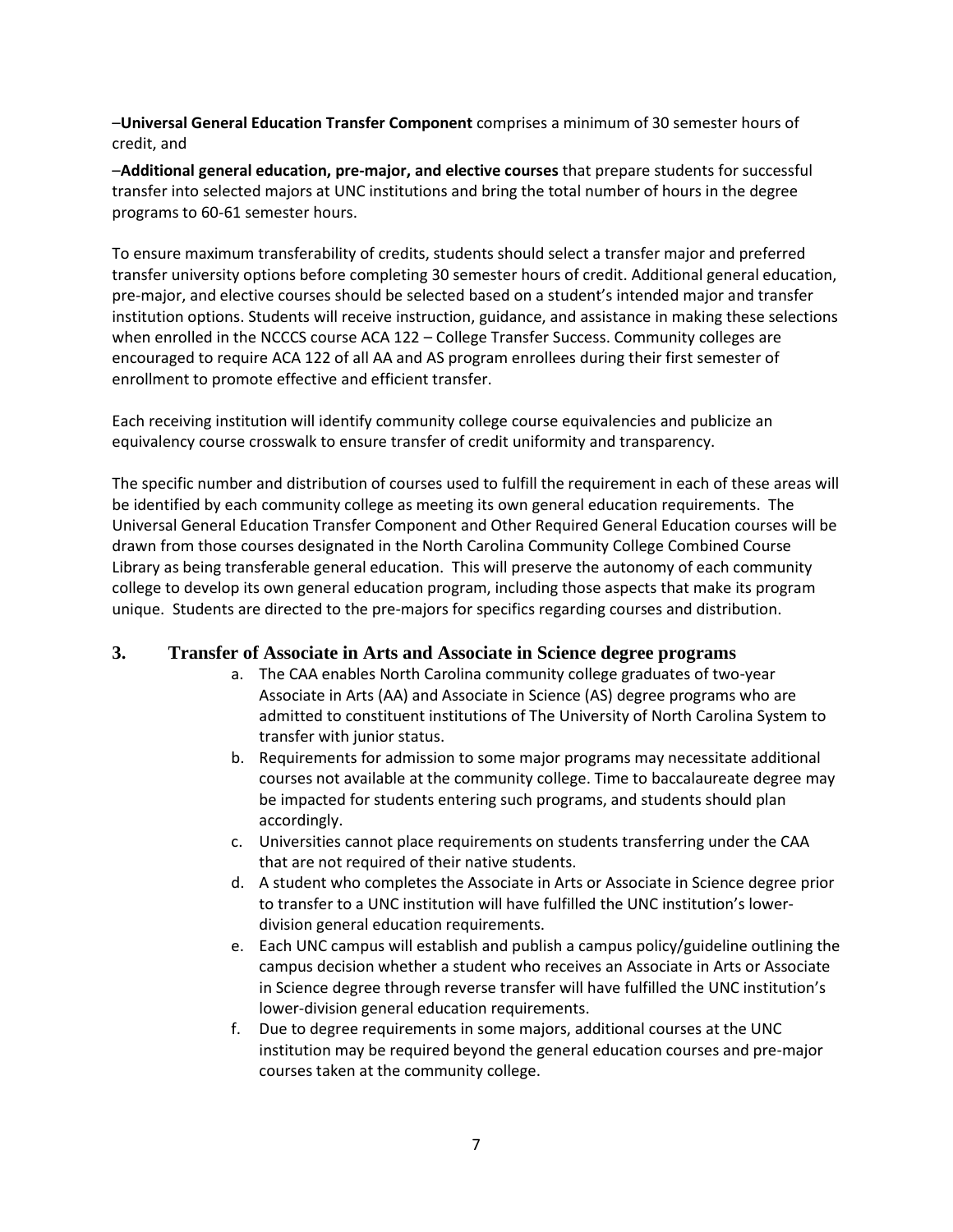–**Universal General Education Transfer Component** comprises a minimum of 30 semester hours of credit, and

–**Additional general education, pre-major, and elective courses** that prepare students for successful transfer into selected majors at UNC institutions and bring the total number of hours in the degree programs to 60-61 semester hours.

To ensure maximum transferability of credits, students should select a transfer major and preferred transfer university options before completing 30 semester hours of credit. Additional general education, pre-major, and elective courses should be selected based on a student's intended major and transfer institution options. Students will receive instruction, guidance, and assistance in making these selections when enrolled in the NCCCS course ACA 122 – College Transfer Success. Community colleges are encouraged to require ACA 122 of all AA and AS program enrollees during their first semester of enrollment to promote effective and efficient transfer.

Each receiving institution will identify community college course equivalencies and publicize an equivalency course crosswalk to ensure transfer of credit uniformity and transparency.

The specific number and distribution of courses used to fulfill the requirement in each of these areas will be identified by each community college as meeting its own general education requirements. The Universal General Education Transfer Component and Other Required General Education courses will be drawn from those courses designated in the North Carolina Community College Combined Course Library as being transferable general education. This will preserve the autonomy of each community college to develop its own general education program, including those aspects that make its program unique. Students are directed to the pre-majors for specifics regarding courses and distribution.

## 3. Transfer of Associate in Arts and Associate in Science degree programs

a. The CAA enables North Carolina community college graduates of two-year Associate in Arts (AA) and Associate in Science (AS) degree programs who are admitted to constituent institutions of The University of North Carolina System to transfer with junior status.
b. Requirements for admission to some major programs may necessitate additional courses not available at the community college. Time to baccalaureate degree may be impacted for students entering such programs, and students should plan accordingly.
c. Universities cannot place requirements on students transferring under the CAA that are not required of their native students.
d. A student who completes the Associate in Arts or Associate in Science degree prior to transfer to a UNC institution will have fulfilled the UNC institution's lower-division general education requirements.
e. Each UNC campus will establish and publish a campus policy/guideline outlining the campus decision whether a student who receives an Associate in Arts or Associate in Science degree through reverse transfer will have fulfilled the UNC institution's lower-division general education requirements.
f. Due to degree requirements in some majors, additional courses at the UNC institution may be required beyond the general education courses and pre-major courses taken at the community college.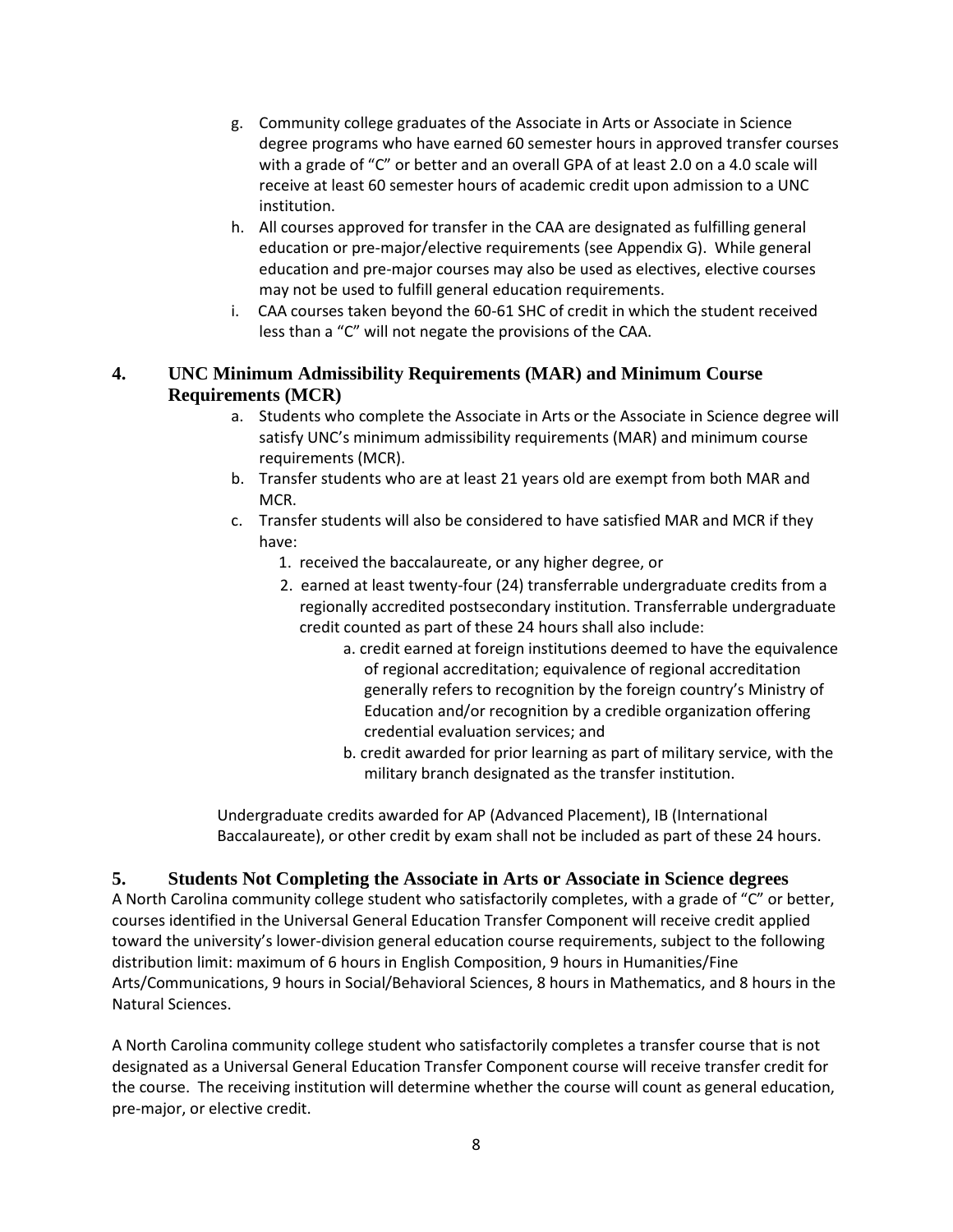g. Community college graduates of the Associate in Arts or Associate in Science degree programs who have earned 60 semester hours in approved transfer courses with a grade of "C" or better and an overall GPA of at least 2.0 on a 4.0 scale will receive at least 60 semester hours of academic credit upon admission to a UNC institution.

h. All courses approved for transfer in the CAA are designated as fulfilling general education or pre-major/elective requirements (see Appendix G). While general education and pre-major courses may also be used as electives, elective courses may not be used to fulfill general education requirements.

i. CAA courses taken beyond the 60-61 SHC of credit in which the student received less than a "C" will not negate the provisions of the CAA.

## 4. UNC Minimum Admissibility Requirements (MAR) and Minimum Course Requirements (MCR)

a. Students who complete the Associate in Arts or the Associate in Science degree will satisfy UNC's minimum admissibility requirements (MAR) and minimum course requirements (MCR).

b. Transfer students who are at least 21 years old are exempt from both MAR and MCR.

c. Transfer students will also be considered to have satisfied MAR and MCR if they have:

1. received the baccalaureate, or any higher degree, or
2. earned at least twenty-four (24) transferrable undergraduate credits from a regionally accredited postsecondary institution. Transferrable undergraduate credit counted as part of these 24 hours shall also include:
    a. credit earned at foreign institutions deemed to have the equivalence of regional accreditation; equivalence of regional accreditation generally refers to recognition by the foreign country's Ministry of Education and/or recognition by a credible organization offering credential evaluation services; and
    b. credit awarded for prior learning as part of military service, with the military branch designated as the transfer institution.

Undergraduate credits awarded for AP (Advanced Placement), IB (International Baccalaureate), or other credit by exam shall not be included as part of these 24 hours.

## 5. Students Not Completing the Associate in Arts or Associate in Science degrees

A North Carolina community college student who satisfactorily completes, with a grade of "C" or better, courses identified in the Universal General Education Transfer Component will receive credit applied toward the university's lower-division general education course requirements, subject to the following distribution limit: maximum of 6 hours in English Composition, 9 hours in Humanities/Fine Arts/Communications, 9 hours in Social/Behavioral Sciences, 8 hours in Mathematics, and 8 hours in the Natural Sciences.

A North Carolina community college student who satisfactorily completes a transfer course that is not designated as a Universal General Education Transfer Component course will receive transfer credit for the course. The receiving institution will determine whether the course will count as general education, pre-major, or elective credit.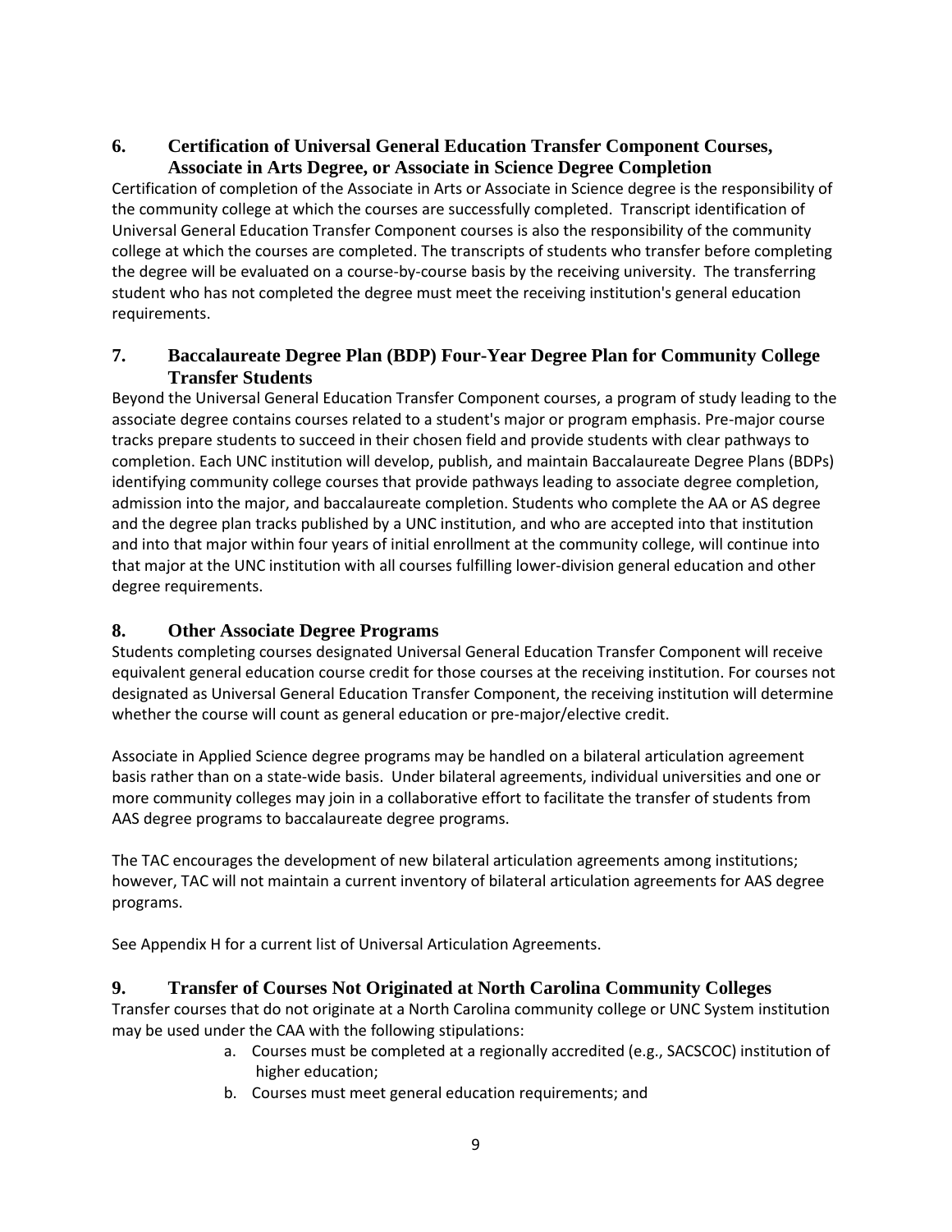## 6. Certification of Universal General Education Transfer Component Courses, Associate in Arts Degree, or Associate in Science Degree Completion

Certification of completion of the Associate in Arts or Associate in Science degree is the responsibility of the community college at which the courses are successfully completed. Transcript identification of Universal General Education Transfer Component courses is also the responsibility of the community college at which the courses are completed. The transcripts of students who transfer before completing the degree will be evaluated on a course-by-course basis by the receiving university. The transferring student who has not completed the degree must meet the receiving institution's general education requirements.

## 7. Baccalaureate Degree Plan (BDP) Four-Year Degree Plan for Community College Transfer Students

Beyond the Universal General Education Transfer Component courses, a program of study leading to the associate degree contains courses related to a student's major or program emphasis. Pre-major course tracks prepare students to succeed in their chosen field and provide students with clear pathways to completion. Each UNC institution will develop, publish, and maintain Baccalaureate Degree Plans (BDPs) identifying community college courses that provide pathways leading to associate degree completion, admission into the major, and baccalaureate completion. Students who complete the AA or AS degree and the degree plan tracks published by a UNC institution, and who are accepted into that institution and into that major within four years of initial enrollment at the community college, will continue into that major at the UNC institution with all courses fulfilling lower-division general education and other degree requirements.

## 8. Other Associate Degree Programs

Students completing courses designated Universal General Education Transfer Component will receive equivalent general education course credit for those courses at the receiving institution. For courses not designated as Universal General Education Transfer Component, the receiving institution will determine whether the course will count as general education or pre-major/elective credit.

Associate in Applied Science degree programs may be handled on a bilateral articulation agreement basis rather than on a state-wide basis. Under bilateral agreements, individual universities and one or more community colleges may join in a collaborative effort to facilitate the transfer of students from AAS degree programs to baccalaureate degree programs.

The TAC encourages the development of new bilateral articulation agreements among institutions; however, TAC will not maintain a current inventory of bilateral articulation agreements for AAS degree programs.

See Appendix H for a current list of Universal Articulation Agreements.

## 9. Transfer of Courses Not Originated at North Carolina Community Colleges

Transfer courses that do not originate at a North Carolina community college or UNC System institution may be used under the CAA with the following stipulations:

a. Courses must be completed at a regionally accredited (e.g., SACSCOC) institution of higher education;
b. Courses must meet general education requirements; and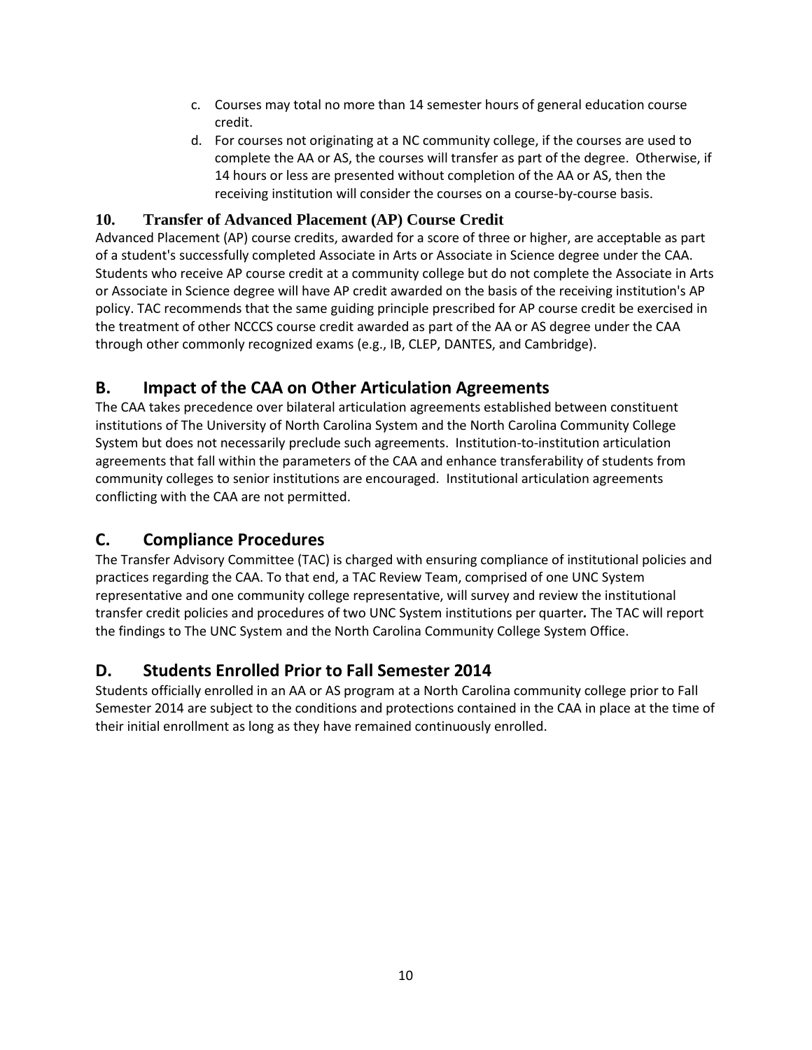c. Courses may total no more than 14 semester hours of general education course credit.

d. For courses not originating at a NC community college, if the courses are used to complete the AA or AS, the courses will transfer as part of the degree. Otherwise, if 14 hours or less are presented without completion of the AA or AS, then the receiving institution will consider the courses on a course-by-course basis.

### 10. Transfer of Advanced Placement (AP) Course Credit

Advanced Placement (AP) course credits, awarded for a score of three or higher, are acceptable as part of a student's successfully completed Associate in Arts or Associate in Science degree under the CAA. Students who receive AP course credit at a community college but do not complete the Associate in Arts or Associate in Science degree will have AP credit awarded on the basis of the receiving institution's AP policy. TAC recommends that the same guiding principle prescribed for AP course credit be exercised in the treatment of other NCCCS course credit awarded as part of the AA or AS degree under the CAA through other commonly recognized exams (e.g., IB, CLEP, DANTES, and Cambridge).

## B. Impact of the CAA on Other Articulation Agreements

The CAA takes precedence over bilateral articulation agreements established between constituent institutions of The University of North Carolina System and the North Carolina Community College System but does not necessarily preclude such agreements. Institution-to-institution articulation agreements that fall within the parameters of the CAA and enhance transferability of students from community colleges to senior institutions are encouraged. Institutional articulation agreements conflicting with the CAA are not permitted.

## C. Compliance Procedures

The Transfer Advisory Committee (TAC) is charged with ensuring compliance of institutional policies and practices regarding the CAA. To that end, a TAC Review Team, comprised of one UNC System representative and one community college representative, will survey and review the institutional transfer credit policies and procedures of two UNC System institutions per quarter*.* The TAC will report the findings to The UNC System and the North Carolina Community College System Office.

## D. Students Enrolled Prior to Fall Semester 2014

Students officially enrolled in an AA or AS program at a North Carolina community college prior to Fall Semester 2014 are subject to the conditions and protections contained in the CAA in place at the time of their initial enrollment as long as they have remained continuously enrolled.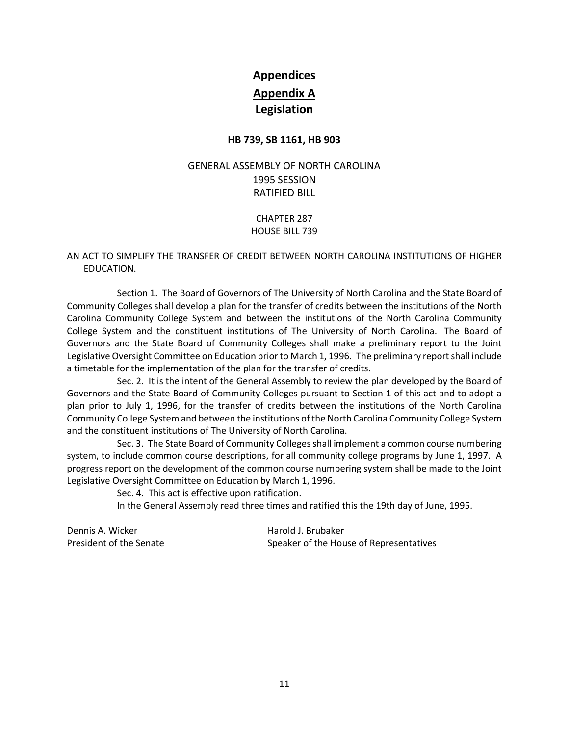# Appendices

## Appendix A

## Legislation

**HB 739, SB 1161, HB 903**

GENERAL ASSEMBLY OF NORTH CAROLINA
1995 SESSION
RATIFIED BILL

CHAPTER 287
HOUSE BILL 739

AN ACT TO SIMPLIFY THE TRANSFER OF CREDIT BETWEEN NORTH CAROLINA INSTITUTIONS OF HIGHER EDUCATION.

Section 1. The Board of Governors of The University of North Carolina and the State Board of Community Colleges shall develop a plan for the transfer of credits between the institutions of the North Carolina Community College System and between the institutions of the North Carolina Community College System and the constituent institutions of The University of North Carolina. The Board of Governors and the State Board of Community Colleges shall make a preliminary report to the Joint Legislative Oversight Committee on Education prior to March 1, 1996. The preliminary report shall include a timetable for the implementation of the plan for the transfer of credits.

Sec. 2. It is the intent of the General Assembly to review the plan developed by the Board of Governors and the State Board of Community Colleges pursuant to Section 1 of this act and to adopt a plan prior to July 1, 1996, for the transfer of credits between the institutions of the North Carolina Community College System and between the institutions of the North Carolina Community College System and the constituent institutions of The University of North Carolina.

Sec. 3. The State Board of Community Colleges shall implement a common course numbering system, to include common course descriptions, for all community college programs by June 1, 1997. A progress report on the development of the common course numbering system shall be made to the Joint Legislative Oversight Committee on Education by March 1, 1996.

Sec. 4. This act is effective upon ratification.

In the General Assembly read three times and ratified this the 19th day of June, 1995.

Dennis A. Wicker
President of the Senate

Harold J. Brubaker
Speaker of the House of Representatives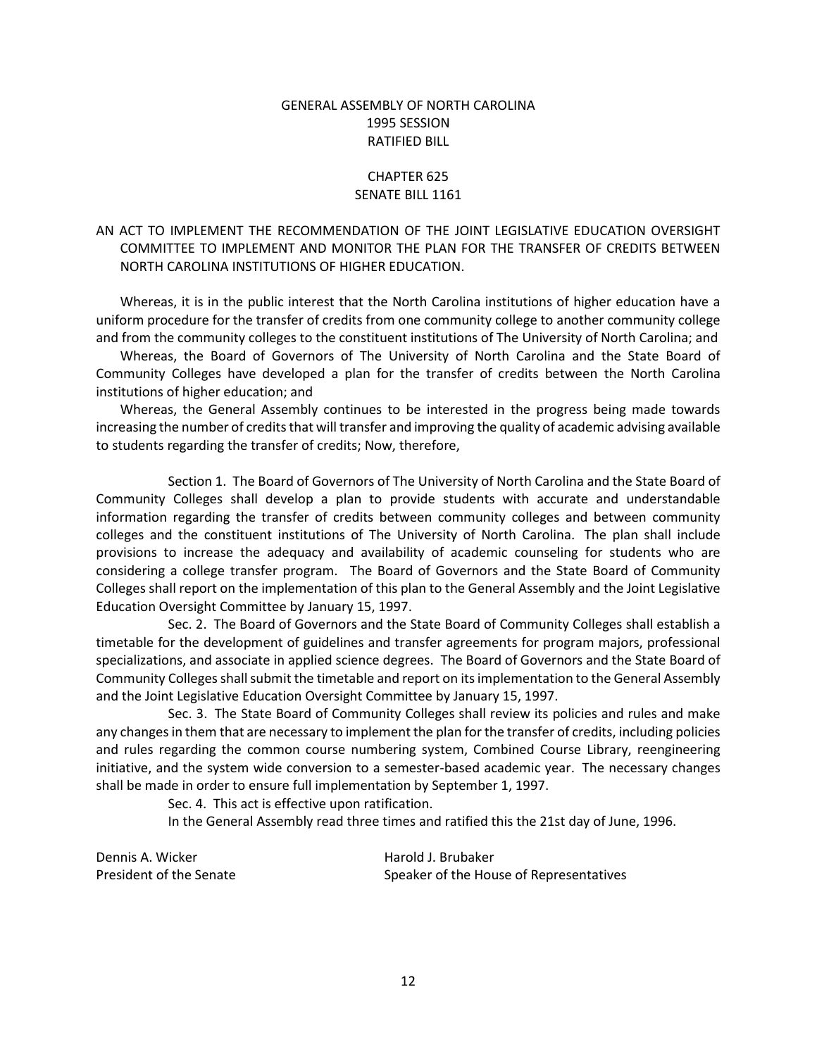GENERAL ASSEMBLY OF NORTH CAROLINA
1995 SESSION
RATIFIED BILL

CHAPTER 625
SENATE BILL 1161

AN ACT TO IMPLEMENT THE RECOMMENDATION OF THE JOINT LEGISLATIVE EDUCATION OVERSIGHT COMMITTEE TO IMPLEMENT AND MONITOR THE PLAN FOR THE TRANSFER OF CREDITS BETWEEN NORTH CAROLINA INSTITUTIONS OF HIGHER EDUCATION.

Whereas, it is in the public interest that the North Carolina institutions of higher education have a uniform procedure for the transfer of credits from one community college to another community college and from the community colleges to the constituent institutions of The University of North Carolina; and

Whereas, the Board of Governors of The University of North Carolina and the State Board of Community Colleges have developed a plan for the transfer of credits between the North Carolina institutions of higher education; and

Whereas, the General Assembly continues to be interested in the progress being made towards increasing the number of credits that will transfer and improving the quality of academic advising available to students regarding the transfer of credits; Now, therefore,

Section 1. The Board of Governors of The University of North Carolina and the State Board of Community Colleges shall develop a plan to provide students with accurate and understandable information regarding the transfer of credits between community colleges and between community colleges and the constituent institutions of The University of North Carolina. The plan shall include provisions to increase the adequacy and availability of academic counseling for students who are considering a college transfer program. The Board of Governors and the State Board of Community Colleges shall report on the implementation of this plan to the General Assembly and the Joint Legislative Education Oversight Committee by January 15, 1997.

Sec. 2. The Board of Governors and the State Board of Community Colleges shall establish a timetable for the development of guidelines and transfer agreements for program majors, professional specializations, and associate in applied science degrees. The Board of Governors and the State Board of Community Colleges shall submit the timetable and report on its implementation to the General Assembly and the Joint Legislative Education Oversight Committee by January 15, 1997.

Sec. 3. The State Board of Community Colleges shall review its policies and rules and make any changes in them that are necessary to implement the plan for the transfer of credits, including policies and rules regarding the common course numbering system, Combined Course Library, reengineering initiative, and the system wide conversion to a semester-based academic year. The necessary changes shall be made in order to ensure full implementation by September 1, 1997.

Sec. 4. This act is effective upon ratification.

In the General Assembly read three times and ratified this the 21st day of June, 1996.

Dennis A. Wicker
President of the Senate

Harold J. Brubaker
Speaker of the House of Representatives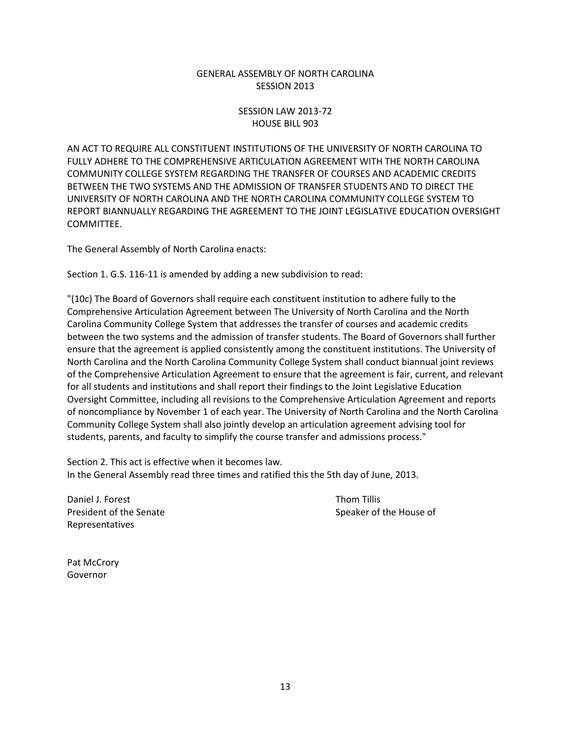GENERAL ASSEMBLY OF NORTH CAROLINA
SESSION 2013

SESSION LAW 2013-72
HOUSE BILL 903

AN ACT TO REQUIRE ALL CONSTITUENT INSTITUTIONS OF THE UNIVERSITY OF NORTH CAROLINA TO FULLY ADHERE TO THE COMPREHENSIVE ARTICULATION AGREEMENT WITH THE NORTH CAROLINA COMMUNITY COLLEGE SYSTEM REGARDING THE TRANSFER OF COURSES AND ACADEMIC CREDITS BETWEEN THE TWO SYSTEMS AND THE ADMISSION OF TRANSFER STUDENTS AND TO DIRECT THE UNIVERSITY OF NORTH CAROLINA AND THE NORTH CAROLINA COMMUNITY COLLEGE SYSTEM TO REPORT BIANNUALLY REGARDING THE AGREEMENT TO THE JOINT LEGISLATIVE EDUCATION OVERSIGHT COMMITTEE.

The General Assembly of North Carolina enacts:

Section 1. G.S. 116-11 is amended by adding a new subdivision to read:

"(10c) The Board of Governors shall require each constituent institution to adhere fully to the Comprehensive Articulation Agreement between The University of North Carolina and the North Carolina Community College System that addresses the transfer of courses and academic credits between the two systems and the admission of transfer students. The Board of Governors shall further ensure that the agreement is applied consistently among the constituent institutions. The University of North Carolina and the North Carolina Community College System shall conduct biannual joint reviews of the Comprehensive Articulation Agreement to ensure that the agreement is fair, current, and relevant for all students and institutions and shall report their findings to the Joint Legislative Education Oversight Committee, including all revisions to the Comprehensive Articulation Agreement and reports of noncompliance by November 1 of each year. The University of North Carolina and the North Carolina Community College System shall also jointly develop an articulation agreement advising tool for students, parents, and faculty to simplify the course transfer and admissions process."

Section 2. This act is effective when it becomes law.
In the General Assembly read three times and ratified this the 5th day of June, 2013.

Daniel J. Forest
President of the Senate

Thom Tillis
Speaker of the House of Representatives

Pat McCrory
Governor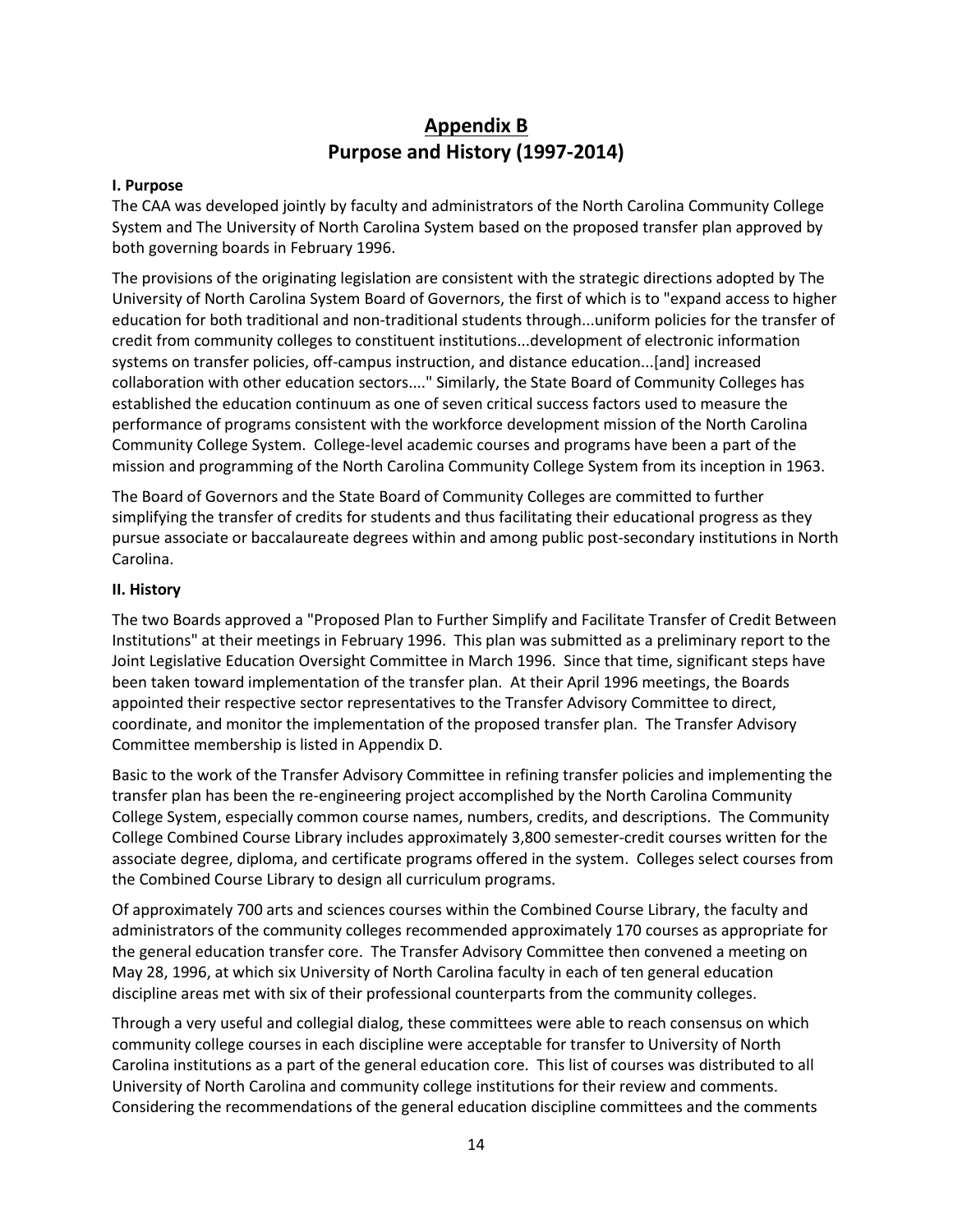# Appendix B
## Purpose and History (1997-2014)

**I. Purpose**

The CAA was developed jointly by faculty and administrators of the North Carolina Community College System and The University of North Carolina System based on the proposed transfer plan approved by both governing boards in February 1996.

The provisions of the originating legislation are consistent with the strategic directions adopted by The University of North Carolina System Board of Governors, the first of which is to "expand access to higher education for both traditional and non-traditional students through...uniform policies for the transfer of credit from community colleges to constituent institutions...development of electronic information systems on transfer policies, off-campus instruction, and distance education...[and] increased collaboration with other education sectors...." Similarly, the State Board of Community Colleges has established the education continuum as one of seven critical success factors used to measure the performance of programs consistent with the workforce development mission of the North Carolina Community College System. College-level academic courses and programs have been a part of the mission and programming of the North Carolina Community College System from its inception in 1963.

The Board of Governors and the State Board of Community Colleges are committed to further simplifying the transfer of credits for students and thus facilitating their educational progress as they pursue associate or baccalaureate degrees within and among public post-secondary institutions in North Carolina.

**II. History**

The two Boards approved a "Proposed Plan to Further Simplify and Facilitate Transfer of Credit Between Institutions" at their meetings in February 1996. This plan was submitted as a preliminary report to the Joint Legislative Education Oversight Committee in March 1996. Since that time, significant steps have been taken toward implementation of the transfer plan. At their April 1996 meetings, the Boards appointed their respective sector representatives to the Transfer Advisory Committee to direct, coordinate, and monitor the implementation of the proposed transfer plan. The Transfer Advisory Committee membership is listed in Appendix D.

Basic to the work of the Transfer Advisory Committee in refining transfer policies and implementing the transfer plan has been the re-engineering project accomplished by the North Carolina Community College System, especially common course names, numbers, credits, and descriptions. The Community College Combined Course Library includes approximately 3,800 semester-credit courses written for the associate degree, diploma, and certificate programs offered in the system. Colleges select courses from the Combined Course Library to design all curriculum programs.

Of approximately 700 arts and sciences courses within the Combined Course Library, the faculty and administrators of the community colleges recommended approximately 170 courses as appropriate for the general education transfer core. The Transfer Advisory Committee then convened a meeting on May 28, 1996, at which six University of North Carolina faculty in each of ten general education discipline areas met with six of their professional counterparts from the community colleges.

Through a very useful and collegial dialog, these committees were able to reach consensus on which community college courses in each discipline were acceptable for transfer to University of North Carolina institutions as a part of the general education core. This list of courses was distributed to all University of North Carolina and community college institutions for their review and comments. Considering the recommendations of the general education discipline committees and the comments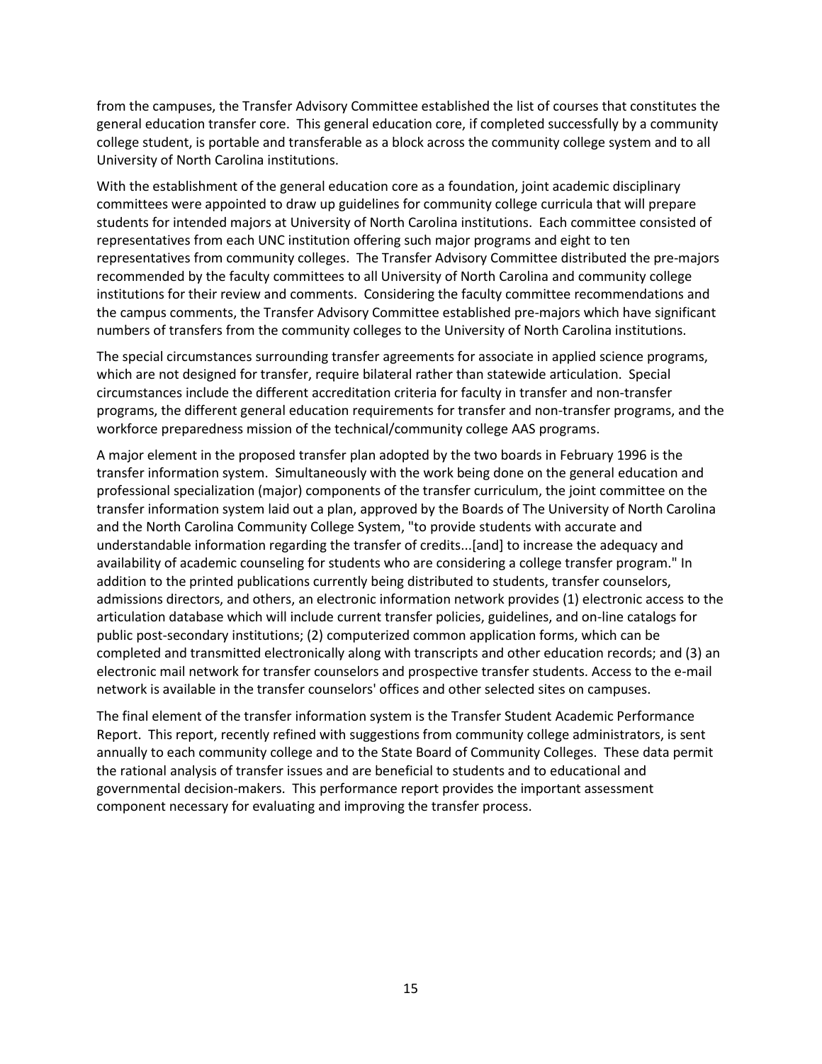from the campuses, the Transfer Advisory Committee established the list of courses that constitutes the general education transfer core. This general education core, if completed successfully by a community college student, is portable and transferable as a block across the community college system and to all University of North Carolina institutions.

With the establishment of the general education core as a foundation, joint academic disciplinary committees were appointed to draw up guidelines for community college curricula that will prepare students for intended majors at University of North Carolina institutions. Each committee consisted of representatives from each UNC institution offering such major programs and eight to ten representatives from community colleges. The Transfer Advisory Committee distributed the pre-majors recommended by the faculty committees to all University of North Carolina and community college institutions for their review and comments. Considering the faculty committee recommendations and the campus comments, the Transfer Advisory Committee established pre-majors which have significant numbers of transfers from the community colleges to the University of North Carolina institutions.

The special circumstances surrounding transfer agreements for associate in applied science programs, which are not designed for transfer, require bilateral rather than statewide articulation. Special circumstances include the different accreditation criteria for faculty in transfer and non-transfer programs, the different general education requirements for transfer and non-transfer programs, and the workforce preparedness mission of the technical/community college AAS programs.

A major element in the proposed transfer plan adopted by the two boards in February 1996 is the transfer information system. Simultaneously with the work being done on the general education and professional specialization (major) components of the transfer curriculum, the joint committee on the transfer information system laid out a plan, approved by the Boards of The University of North Carolina and the North Carolina Community College System, "to provide students with accurate and understandable information regarding the transfer of credits...[and] to increase the adequacy and availability of academic counseling for students who are considering a college transfer program." In addition to the printed publications currently being distributed to students, transfer counselors, admissions directors, and others, an electronic information network provides (1) electronic access to the articulation database which will include current transfer policies, guidelines, and on-line catalogs for public post-secondary institutions; (2) computerized common application forms, which can be completed and transmitted electronically along with transcripts and other education records; and (3) an electronic mail network for transfer counselors and prospective transfer students. Access to the e-mail network is available in the transfer counselors' offices and other selected sites on campuses.

The final element of the transfer information system is the Transfer Student Academic Performance Report. This report, recently refined with suggestions from community college administrators, is sent annually to each community college and to the State Board of Community Colleges. These data permit the rational analysis of transfer issues and are beneficial to students and to educational and governmental decision-makers. This performance report provides the important assessment component necessary for evaluating and improving the transfer process.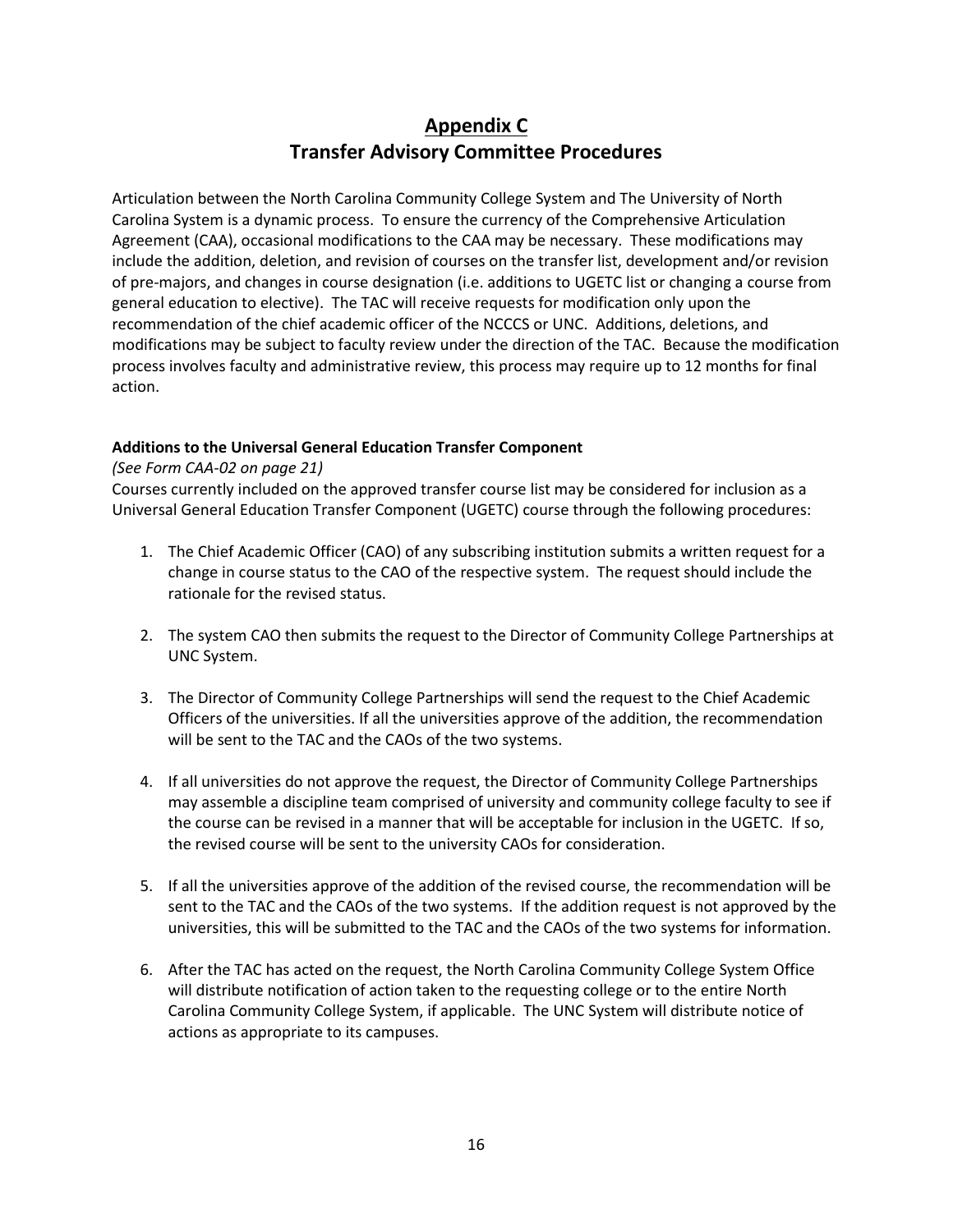# <u>Appendix C</u>
# Transfer Advisory Committee Procedures

Articulation between the North Carolina Community College System and The University of North Carolina System is a dynamic process. To ensure the currency of the Comprehensive Articulation Agreement (CAA), occasional modifications to the CAA may be necessary. These modifications may include the addition, deletion, and revision of courses on the transfer list, development and/or revision of pre-majors, and changes in course designation (i.e. additions to UGETC list or changing a course from general education to elective). The TAC will receive requests for modification only upon the recommendation of the chief academic officer of the NCCCS or UNC. Additions, deletions, and modifications may be subject to faculty review under the direction of the TAC. Because the modification process involves faculty and administrative review, this process may require up to 12 months for final action.

**Additions to the Universal General Education Transfer Component**

*(See Form CAA-02 on page 21)*

Courses currently included on the approved transfer course list may be considered for inclusion as a Universal General Education Transfer Component (UGETC) course through the following procedures:

1. The Chief Academic Officer (CAO) of any subscribing institution submits a written request for a change in course status to the CAO of the respective system. The request should include the rationale for the revised status.

2. The system CAO then submits the request to the Director of Community College Partnerships at UNC System.

3. The Director of Community College Partnerships will send the request to the Chief Academic Officers of the universities. If all the universities approve of the addition, the recommendation will be sent to the TAC and the CAOs of the two systems.

4. If all universities do not approve the request, the Director of Community College Partnerships may assemble a discipline team comprised of university and community college faculty to see if the course can be revised in a manner that will be acceptable for inclusion in the UGETC. If so, the revised course will be sent to the university CAOs for consideration.

5. If all the universities approve of the addition of the revised course, the recommendation will be sent to the TAC and the CAOs of the two systems. If the addition request is not approved by the universities, this will be submitted to the TAC and the CAOs of the two systems for information.

6. After the TAC has acted on the request, the North Carolina Community College System Office will distribute notification of action taken to the requesting college or to the entire North Carolina Community College System, if applicable. The UNC System will distribute notice of actions as appropriate to its campuses.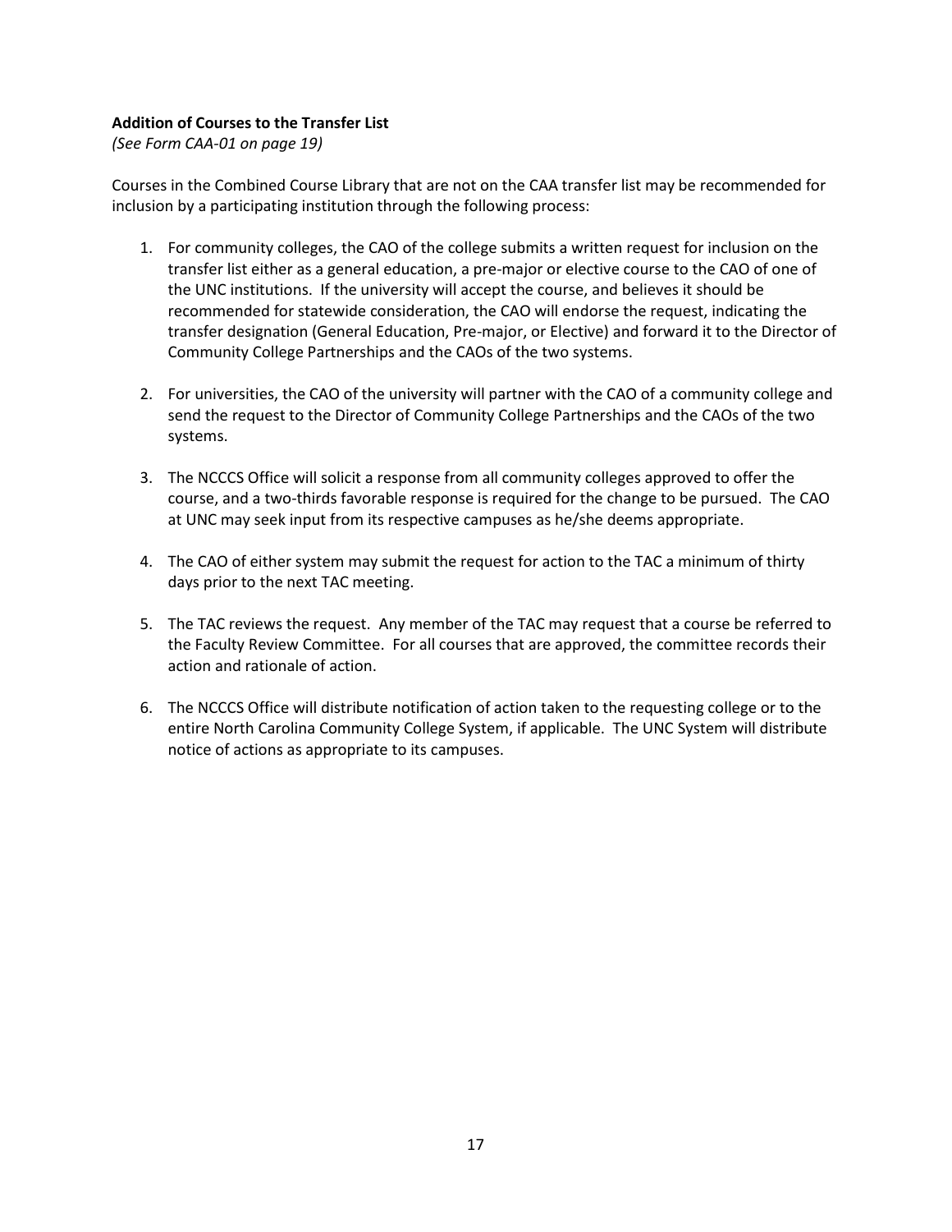**Addition of Courses to the Transfer List**

*(See Form CAA-01 on page 19)*

Courses in the Combined Course Library that are not on the CAA transfer list may be recommended for inclusion by a participating institution through the following process:

1. For community colleges, the CAO of the college submits a written request for inclusion on the transfer list either as a general education, a pre-major or elective course to the CAO of one of the UNC institutions. If the university will accept the course, and believes it should be recommended for statewide consideration, the CAO will endorse the request, indicating the transfer designation (General Education, Pre-major, or Elective) and forward it to the Director of Community College Partnerships and the CAOs of the two systems.

2. For universities, the CAO of the university will partner with the CAO of a community college and send the request to the Director of Community College Partnerships and the CAOs of the two systems.

3. The NCCCS Office will solicit a response from all community colleges approved to offer the course, and a two-thirds favorable response is required for the change to be pursued. The CAO at UNC may seek input from its respective campuses as he/she deems appropriate.

4. The CAO of either system may submit the request for action to the TAC a minimum of thirty days prior to the next TAC meeting.

5. The TAC reviews the request. Any member of the TAC may request that a course be referred to the Faculty Review Committee. For all courses that are approved, the committee records their action and rationale of action.

6. The NCCCS Office will distribute notification of action taken to the requesting college or to the entire North Carolina Community College System, if applicable. The UNC System will distribute notice of actions as appropriate to its campuses.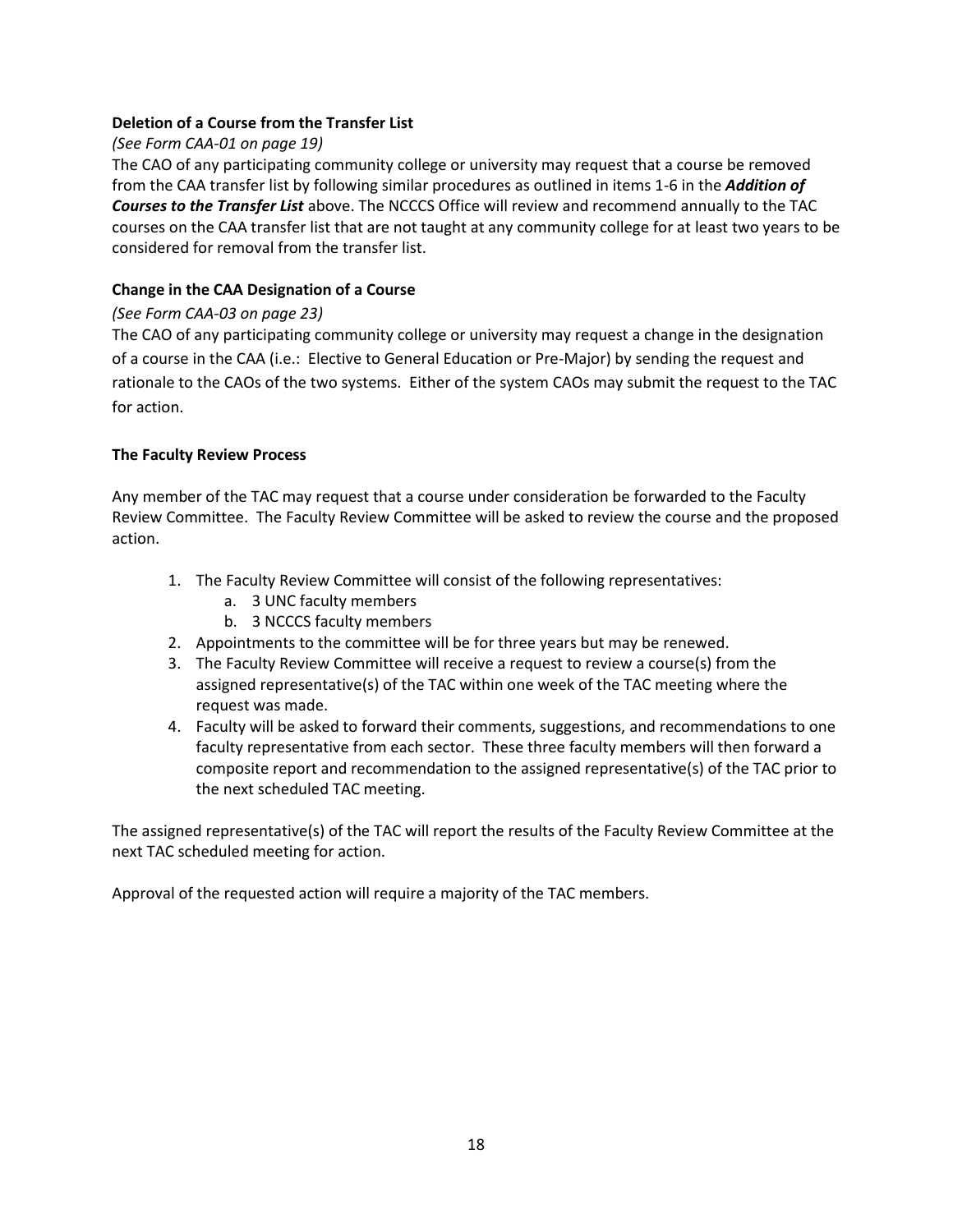### Deletion of a Course from the Transfer List

*(See Form CAA-01 on page 19)*

The CAO of any participating community college or university may request that a course be removed from the CAA transfer list by following similar procedures as outlined in items 1-6 in the ***Addition of Courses to the Transfer List*** above. The NCCCS Office will review and recommend annually to the TAC courses on the CAA transfer list that are not taught at any community college for at least two years to be considered for removal from the transfer list.

### Change in the CAA Designation of a Course

*(See Form CAA-03 on page 23)*

The CAO of any participating community college or university may request a change in the designation of a course in the CAA (i.e.: Elective to General Education or Pre-Major) by sending the request and rationale to the CAOs of the two systems. Either of the system CAOs may submit the request to the TAC for action.

### The Faculty Review Process

Any member of the TAC may request that a course under consideration be forwarded to the Faculty Review Committee. The Faculty Review Committee will be asked to review the course and the proposed action.

1. The Faculty Review Committee will consist of the following representatives:
   a. 3 UNC faculty members
   b. 3 NCCCS faculty members
2. Appointments to the committee will be for three years but may be renewed.
3. The Faculty Review Committee will receive a request to review a course(s) from the assigned representative(s) of the TAC within one week of the TAC meeting where the request was made.
4. Faculty will be asked to forward their comments, suggestions, and recommendations to one faculty representative from each sector. These three faculty members will then forward a composite report and recommendation to the assigned representative(s) of the TAC prior to the next scheduled TAC meeting.

The assigned representative(s) of the TAC will report the results of the Faculty Review Committee at the next TAC scheduled meeting for action.

Approval of the requested action will require a majority of the TAC members.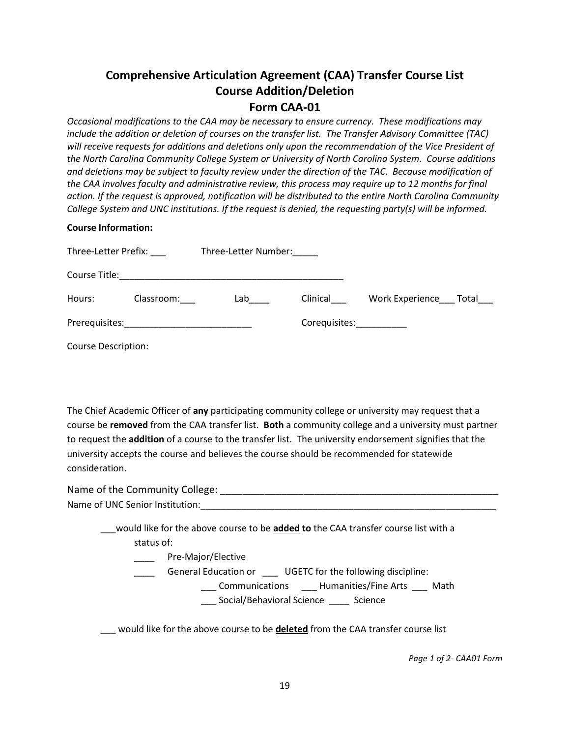# Comprehensive Articulation Agreement (CAA) Transfer Course List
## Course Addition/Deletion
## Form CAA-01

*Occasional modifications to the CAA may be necessary to ensure currency. These modifications may include the addition or deletion of courses on the transfer list. The Transfer Advisory Committee (TAC) will receive requests for additions and deletions only upon the recommendation of the Vice President of the North Carolina Community College System or University of North Carolina System. Course additions and deletions may be subject to faculty review under the direction of the TAC. Because modification of the CAA involves faculty and administrative review, this process may require up to 12 months for final action. If the request is approved, notification will be distributed to the entire North Carolina Community College System and UNC institutions. If the request is denied, the requesting party(s) will be informed.*

**Course Information:**

Three-Letter Prefix: ___ Three-Letter Number:_____

Course Title:_____________________________________________

Hours: Classroom:___ Lab____ Clinical___ Work Experience___ Total___

Prerequisites:_________________________ Corequisites:__________

Course Description:

The Chief Academic Officer of **any** participating community college or university may request that a course be **removed** from the CAA transfer list. **Both** a community college and a university must partner to request the **addition** of a course to the transfer list. The university endorsement signifies that the university accepts the course and believes the course should be recommended for statewide consideration.

Name of the Community College: _____________________________________________________

Name of UNC Senior Institution:_____________________________________________________________

___would like for the above course to be **added to** the CAA transfer course list with a status of:

- ____ Pre-Major/Elective
- ____ General Education or ___ UGETC for the following discipline:
  - ___ Communications ___ Humanities/Fine Arts ___ Math
  - ___ Social/Behavioral Science ____ Science

___ would like for the above course to be **deleted** from the CAA transfer course list

*Page 1 of 2- CAA01 Form*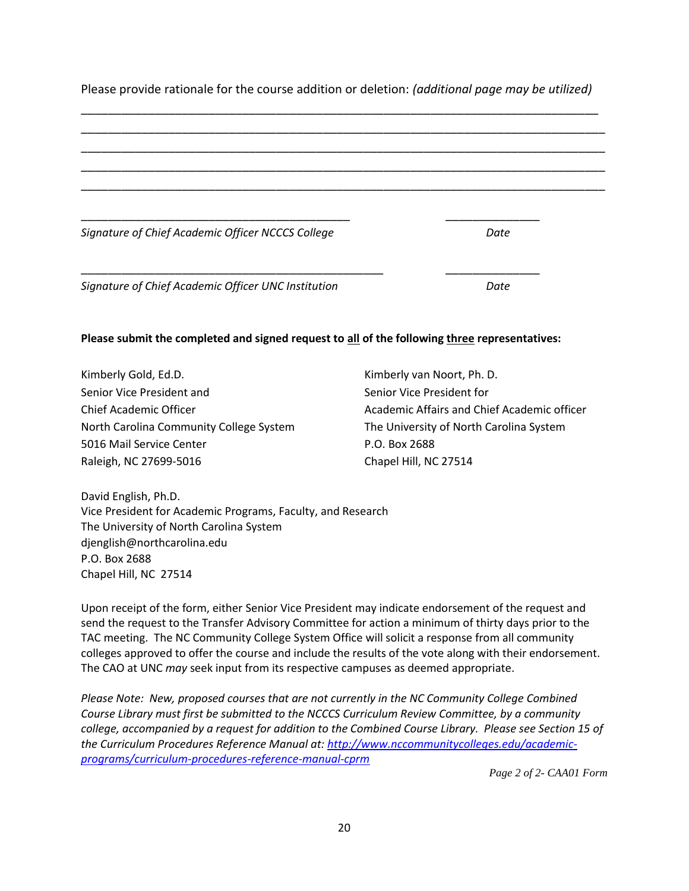Please provide rationale for the course addition or deletion: *(additional page may be utilized)*

_____________________________________________________________________________

_____________________________________________________________________________

_____________________________________________________________________________

_____________________________________________________________________________

_____________________________________________________________________________

___________________________________________ ______________

*Signature of Chief Academic Officer NCCCS College* *Date*

________________________________________________ ______________

*Signature of Chief Academic Officer UNC Institution* *Date*

**Please submit the completed and signed request to all of the following three representatives:**

Kimberly Gold, Ed.D.
Senior Vice President and
Chief Academic Officer
North Carolina Community College System
5016 Mail Service Center
Raleigh, NC 27699-5016

Kimberly van Noort, Ph. D.
Senior Vice President for
Academic Affairs and Chief Academic officer
The University of North Carolina System
P.O. Box 2688
Chapel Hill, NC 27514

David English, Ph.D.
Vice President for Academic Programs, Faculty, and Research
The University of North Carolina System
djenglish@northcarolina.edu
P.O. Box 2688
Chapel Hill, NC 27514

Upon receipt of the form, either Senior Vice President may indicate endorsement of the request and send the request to the Transfer Advisory Committee for action a minimum of thirty days prior to the TAC meeting. The NC Community College System Office will solicit a response from all community colleges approved to offer the course and include the results of the vote along with their endorsement. The CAO at UNC *may* seek input from its respective campuses as deemed appropriate.

*Please Note: New, proposed courses that are not currently in the NC Community College Combined Course Library must first be submitted to the NCCCS Curriculum Review Committee, by a community college, accompanied by a request for addition to the Combined Course Library. Please see Section 15 of the Curriculum Procedures Reference Manual at: [http://www.nccommunitycolleges.edu/academic-programs/curriculum-procedures-reference-manual-cprm](http://www.nccommunitycolleges.edu/academic-programs/curriculum-procedures-reference-manual-cprm)*

*Page 2 of 2- CAA01 Form*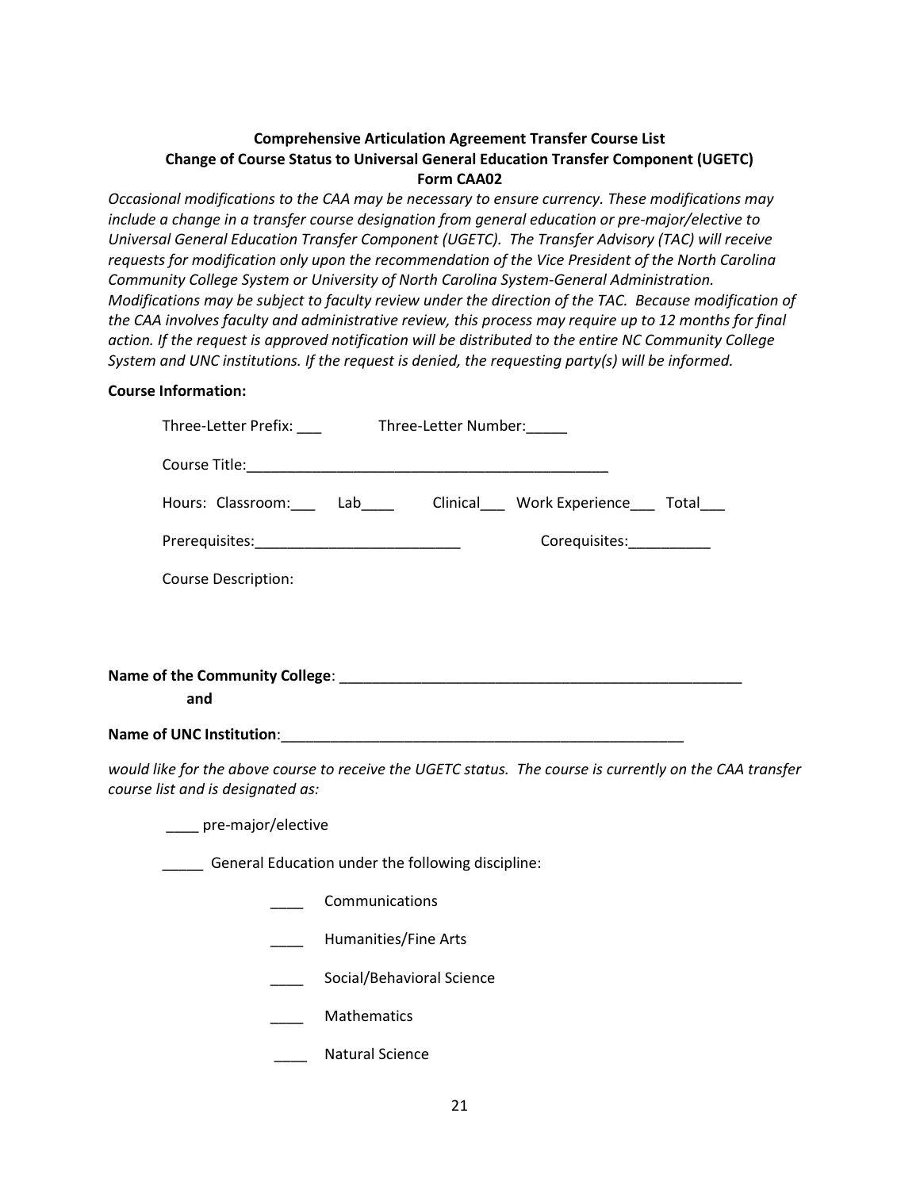**Comprehensive Articulation Agreement Transfer Course List**
**Change of Course Status to Universal General Education Transfer Component (UGETC)**
**Form CAA02**

*Occasional modifications to the CAA may be necessary to ensure currency. These modifications may include a change in a transfer course designation from general education or pre-major/elective to Universal General Education Transfer Component (UGETC). The Transfer Advisory (TAC) will receive requests for modification only upon the recommendation of the Vice President of the North Carolina Community College System or University of North Carolina System-General Administration. Modifications may be subject to faculty review under the direction of the TAC. Because modification of the CAA involves faculty and administrative review, this process may require up to 12 months for final action. If the request is approved notification will be distributed to the entire NC Community College System and UNC institutions. If the request is denied, the requesting party(s) will be informed.*

**Course Information:**

Three-Letter Prefix: ___ Three-Letter Number:_____

Course Title:_____________________________________________

Hours: Classroom:___ Lab____ Clinical___ Work Experience___ Total___

Prerequisites:_________________________ Corequisites:__________

Course Description:

**Name of the Community College**: ___________________________________________________

**and**

**Name of UNC Institution**:___________________________________________________

*would like for the above course to receive the UGETC status. The course is currently on the CAA transfer course list and is designated as:*

____ pre-major/elective

_____ General Education under the following discipline:

____ Communications

____ Humanities/Fine Arts

____ Social/Behavioral Science

____ Mathematics

____ Natural Science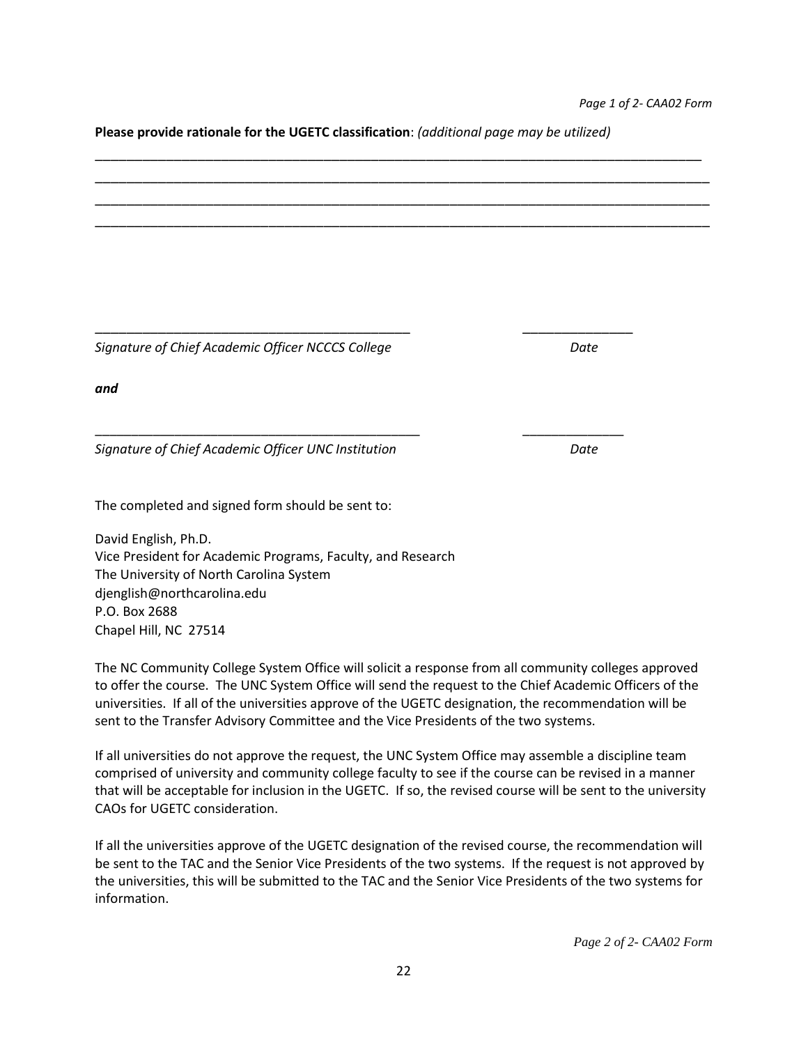**Please provide rationale for the UGETC classification**: *(additional page may be utilized)*

\_\_\_\_\_\_\_\_\_\_\_\_\_\_\_\_\_\_\_\_\_\_\_\_\_\_\_\_\_\_\_\_\_\_\_\_\_\_\_\_\_\_\_\_\_\_\_\_\_\_\_\_\_\_\_\_\_\_\_\_\_\_\_\_\_\_\_\_\_\_\_\_\_\_\_\_\_\_\_\_\_\_\_\_\_\_
\_\_\_\_\_\_\_\_\_\_\_\_\_\_\_\_\_\_\_\_\_\_\_\_\_\_\_\_\_\_\_\_\_\_\_\_\_\_\_\_\_\_\_\_\_\_\_\_\_\_\_\_\_\_\_\_\_\_\_\_\_\_\_\_\_\_\_\_\_\_\_\_\_\_\_\_\_\_\_\_\_\_\_\_\_\_
\_\_\_\_\_\_\_\_\_\_\_\_\_\_\_\_\_\_\_\_\_\_\_\_\_\_\_\_\_\_\_\_\_\_\_\_\_\_\_\_\_\_\_\_\_\_\_\_\_\_\_\_\_\_\_\_\_\_\_\_\_\_\_\_\_\_\_\_\_\_\_\_\_\_\_\_\_\_\_\_\_\_\_\_\_\_
\_\_\_\_\_\_\_\_\_\_\_\_\_\_\_\_\_\_\_\_\_\_\_\_\_\_\_\_\_\_\_\_\_\_\_\_\_\_\_\_\_\_\_\_\_\_\_\_\_\_\_\_\_\_\_\_\_\_\_\_\_\_\_\_\_\_\_\_\_\_\_\_\_\_\_\_\_\_\_\_\_\_\_\_\_\_

\_\_\_\_\_\_\_\_\_\_\_\_\_\_\_\_\_\_\_\_\_\_\_\_\_\_\_\_\_\_\_\_\_\_\_\_\_\_\_\_\_\_\_ \_\_\_\_\_\_\_\_\_\_\_\_\_\_\_

*Signature of Chief Academic Officer NCCCS College* *Date*

***and***

\_\_\_\_\_\_\_\_\_\_\_\_\_\_\_\_\_\_\_\_\_\_\_\_\_\_\_\_\_\_\_\_\_\_\_\_\_\_\_\_\_\_\_ \_\_\_\_\_\_\_\_\_\_\_\_\_\_

*Signature of Chief Academic Officer UNC Institution* *Date*

The completed and signed form should be sent to:

David English, Ph.D.
Vice President for Academic Programs, Faculty, and Research
The University of North Carolina System
djenglish@northcarolina.edu
P.O. Box 2688
Chapel Hill, NC 27514

The NC Community College System Office will solicit a response from all community colleges approved to offer the course. The UNC System Office will send the request to the Chief Academic Officers of the universities. If all of the universities approve of the UGETC designation, the recommendation will be sent to the Transfer Advisory Committee and the Vice Presidents of the two systems.

If all universities do not approve the request, the UNC System Office may assemble a discipline team comprised of university and community college faculty to see if the course can be revised in a manner that will be acceptable for inclusion in the UGETC. If so, the revised course will be sent to the university CAOs for UGETC consideration.

If all the universities approve of the UGETC designation of the revised course, the recommendation will be sent to the TAC and the Senior Vice Presidents of the two systems. If the request is not approved by the universities, this will be submitted to the TAC and the Senior Vice Presidents of the two systems for information.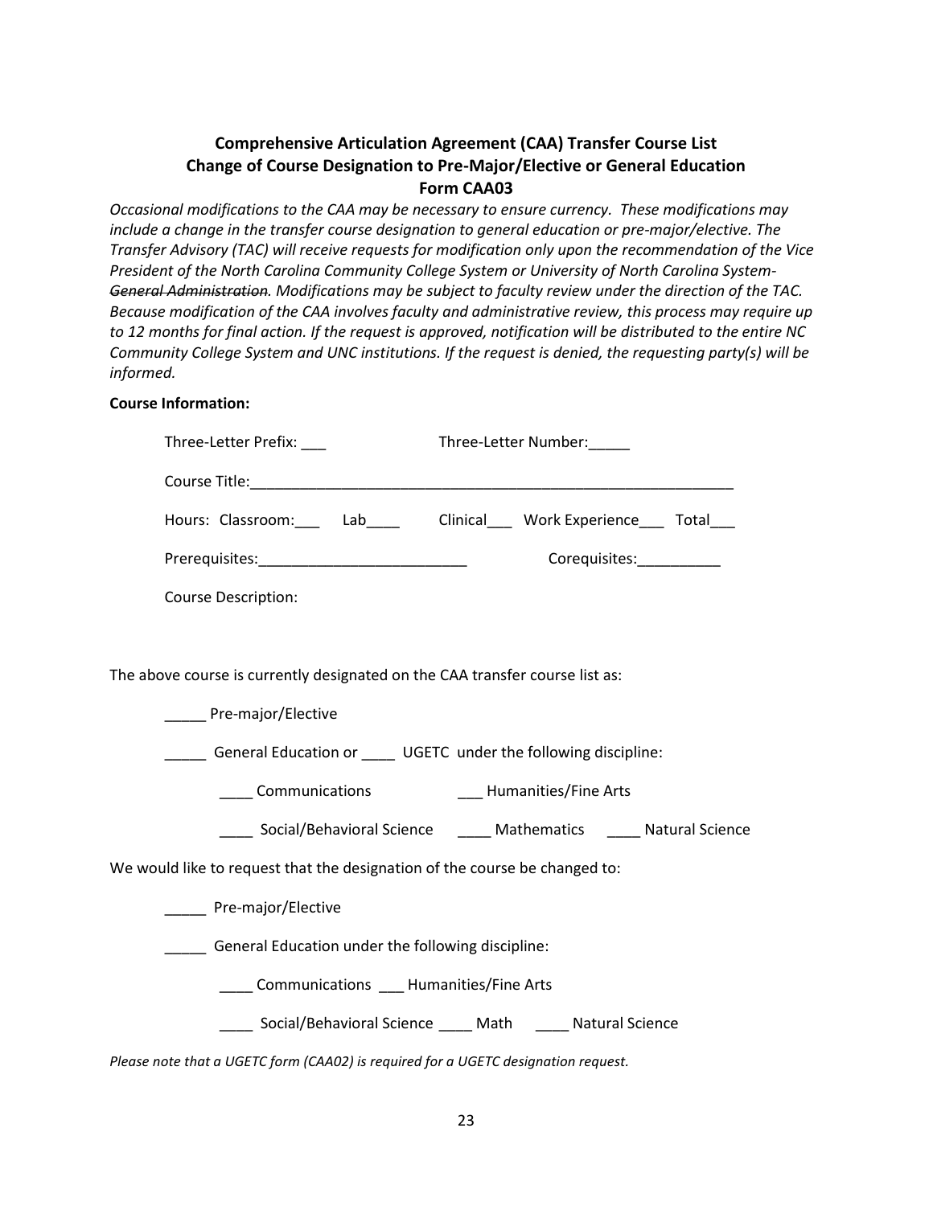**Comprehensive Articulation Agreement (CAA) Transfer Course List**
**Change of Course Designation to Pre-Major/Elective or General Education**
**Form CAA03**

*Occasional modifications to the CAA may be necessary to ensure currency. These modifications may include a change in the transfer course designation to general education or pre-major/elective. The Transfer Advisory (TAC) will receive requests for modification only upon the recommendation of the Vice President of the North Carolina Community College System or University of North Carolina System-~~General Administration~~. Modifications may be subject to faculty review under the direction of the TAC. Because modification of the CAA involves faculty and administrative review, this process may require up to 12 months for final action. If the request is approved, notification will be distributed to the entire NC Community College System and UNC institutions. If the request is denied, the requesting party(s) will be informed.*

**Course Information:**

Three-Letter Prefix: ___ Three-Letter Number:_____

Course Title:____________________________________________________________

Hours: Classroom:___ Lab____ Clinical___ Work Experience___ Total___

Prerequisites:________________________ Corequisites:__________

Course Description:

The above course is currently designated on the CAA transfer course list as:

_____ Pre-major/Elective

_____ General Education or ____ UGETC under the following discipline:

____ Communications ___ Humanities/Fine Arts

____ Social/Behavioral Science ____ Mathematics ____ Natural Science

We would like to request that the designation of the course be changed to:

_____ Pre-major/Elective

_____ General Education under the following discipline:

____ Communications ___ Humanities/Fine Arts

____ Social/Behavioral Science ____ Math ____ Natural Science

*Please note that a UGETC form (CAA02) is required for a UGETC designation request.*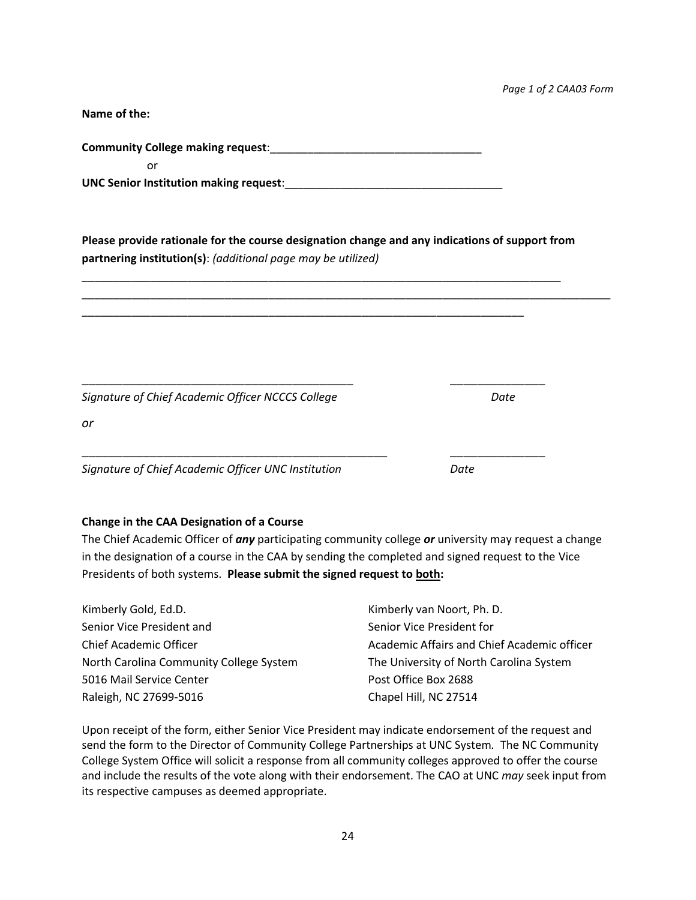**Name of the:**

**Community College making request**:_________________________________

or

**UNC Senior Institution making request**:__________________________________

**Please provide rationale for the course designation change and any indications of support from partnering institution(s)**: *(additional page may be utilized)*

_______________________________________________________________________________

__________________________________________________________________________________________

_________________________________________________________________________

_________________________________________ _______________

*Signature of Chief Academic Officer NCCCS College* *Date*

*or*

________________________________________________ _______________

*Signature of Chief Academic Officer UNC Institution* *Date*

**Change in the CAA Designation of a Course**

The Chief Academic Officer of ***any*** participating community college ***or*** university may request a change in the designation of a course in the CAA by sending the completed and signed request to the Vice Presidents of both systems. **Please submit the signed request to <u>both</u>:**

Kimberly Gold, Ed.D.
Senior Vice President and
Chief Academic Officer
North Carolina Community College System
5016 Mail Service Center
Raleigh, NC 27699-5016

Kimberly van Noort, Ph. D.
Senior Vice President for
Academic Affairs and Chief Academic officer
The University of North Carolina System
Post Office Box 2688
Chapel Hill, NC 27514

Upon receipt of the form, either Senior Vice President may indicate endorsement of the request and send the form to the Director of Community College Partnerships at UNC System. The NC Community College System Office will solicit a response from all community colleges approved to offer the course and include the results of the vote along with their endorsement. The CAO at UNC *may* seek input from its respective campuses as deemed appropriate.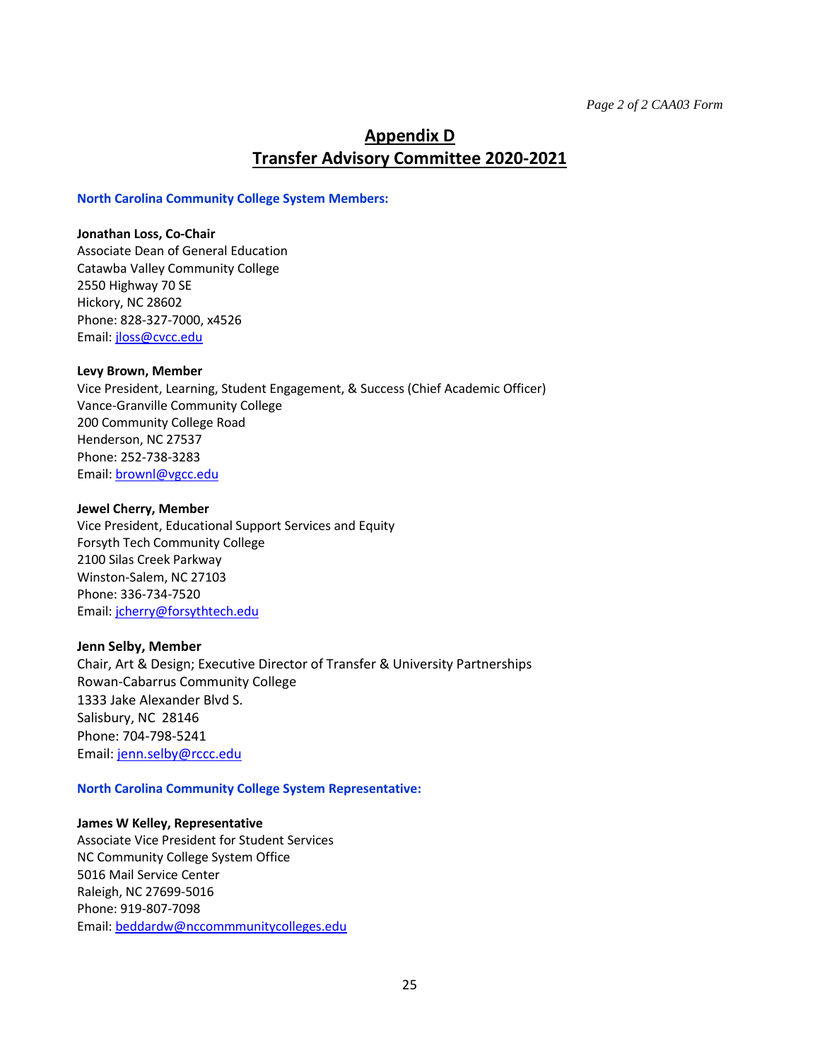# Appendix D
# Transfer Advisory Committee 2020-2021

### North Carolina Community College System Members:

**Jonathan Loss, Co-Chair**
Associate Dean of General Education
Catawba Valley Community College
2550 Highway 70 SE
Hickory, NC 28602
Phone: 828-327-7000, x4526
Email: jloss@cvcc.edu

**Levy Brown, Member**
Vice President, Learning, Student Engagement, & Success (Chief Academic Officer)
Vance-Granville Community College
200 Community College Road
Henderson, NC 27537
Phone: 252-738-3283
Email: brownl@vgcc.edu

**Jewel Cherry, Member**
Vice President, Educational Support Services and Equity
Forsyth Tech Community College
2100 Silas Creek Parkway
Winston-Salem, NC 27103
Phone: 336-734-7520
Email: jcherry@forsythtech.edu

**Jenn Selby, Member**
Chair, Art & Design; Executive Director of Transfer & University Partnerships
Rowan-Cabarrus Community College
1333 Jake Alexander Blvd S.
Salisbury, NC 28146
Phone: 704-798-5241
Email: jenn.selby@rccc.edu

### North Carolina Community College System Representative:

**James W Kelley, Representative**
Associate Vice President for Student Services
NC Community College System Office
5016 Mail Service Center
Raleigh, NC 27699-5016
Phone: 919-807-7098
Email: beddardw@nccommmunitycolleges.edu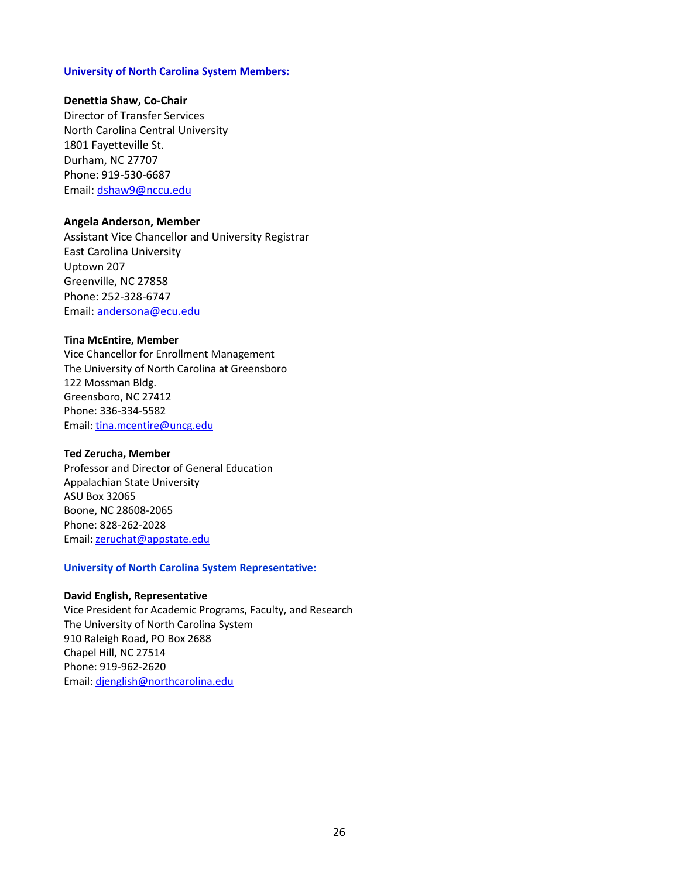### University of North Carolina System Members:

**Denettia Shaw, Co-Chair**
Director of Transfer Services
North Carolina Central University
1801 Fayetteville St.
Durham, NC 27707
Phone: 919-530-6687
Email: dshaw9@nccu.edu

**Angela Anderson, Member**
Assistant Vice Chancellor and University Registrar
East Carolina University
Uptown 207
Greenville, NC 27858
Phone: 252-328-6747
Email: andersona@ecu.edu

**Tina McEntire, Member**
Vice Chancellor for Enrollment Management
The University of North Carolina at Greensboro
122 Mossman Bldg.
Greensboro, NC 27412
Phone: 336-334-5582
Email: tina.mcentire@uncg.edu

**Ted Zerucha, Member**
Professor and Director of General Education
Appalachian State University
ASU Box 32065
Boone, NC 28608-2065
Phone: 828-262-2028
Email: zeruchat@appstate.edu

### University of North Carolina System Representative:

**David English, Representative**
Vice President for Academic Programs, Faculty, and Research
The University of North Carolina System
910 Raleigh Road, PO Box 2688
Chapel Hill, NC 27514
Phone: 919-962-2620
Email: djenglish@northcarolina.edu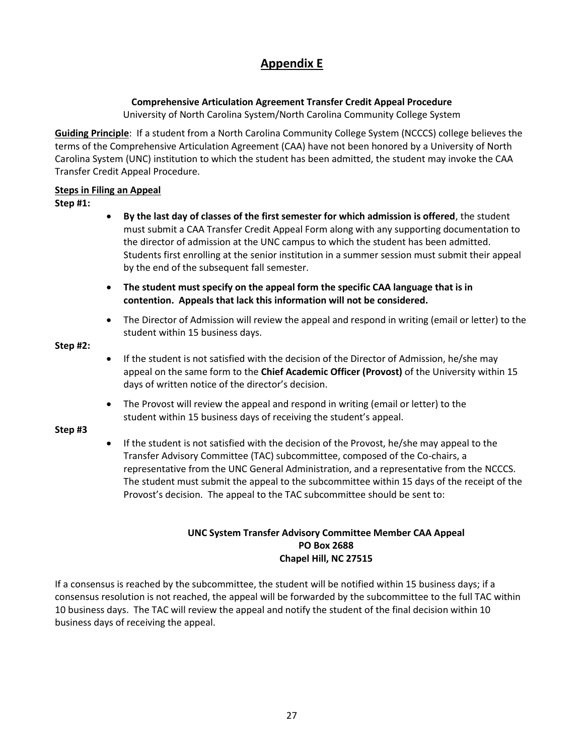# Appendix E

**Comprehensive Articulation Agreement Transfer Credit Appeal Procedure**
University of North Carolina System/North Carolina Community College System

**Guiding Principle**: If a student from a North Carolina Community College System (NCCCS) college believes the terms of the Comprehensive Articulation Agreement (CAA) have not been honored by a University of North Carolina System (UNC) institution to which the student has been admitted, the student may invoke the CAA Transfer Credit Appeal Procedure.

**Steps in Filing an Appeal**

**Step #1:**

- **By the last day of classes of the first semester for which admission is offered**, the student must submit a CAA Transfer Credit Appeal Form along with any supporting documentation to the director of admission at the UNC campus to which the student has been admitted. Students first enrolling at the senior institution in a summer session must submit their appeal by the end of the subsequent fall semester.
- **The student must specify on the appeal form the specific CAA language that is in contention. Appeals that lack this information will not be considered.**
- The Director of Admission will review the appeal and respond in writing (email or letter) to the student within 15 business days.

**Step #2:**

- If the student is not satisfied with the decision of the Director of Admission, he/she may appeal on the same form to the **Chief Academic Officer (Provost)** of the University within 15 days of written notice of the director's decision.
- The Provost will review the appeal and respond in writing (email or letter) to the student within 15 business days of receiving the student's appeal.

**Step #3**

- If the student is not satisfied with the decision of the Provost, he/she may appeal to the Transfer Advisory Committee (TAC) subcommittee, composed of the Co-chairs, a representative from the UNC General Administration, and a representative from the NCCCS. The student must submit the appeal to the subcommittee within 15 days of the receipt of the Provost's decision. The appeal to the TAC subcommittee should be sent to:

**UNC System Transfer Advisory Committee Member CAA Appeal**
**PO Box 2688**
**Chapel Hill, NC 27515**

If a consensus is reached by the subcommittee, the student will be notified within 15 business days; if a consensus resolution is not reached, the appeal will be forwarded by the subcommittee to the full TAC within 10 business days. The TAC will review the appeal and notify the student of the final decision within 10 business days of receiving the appeal.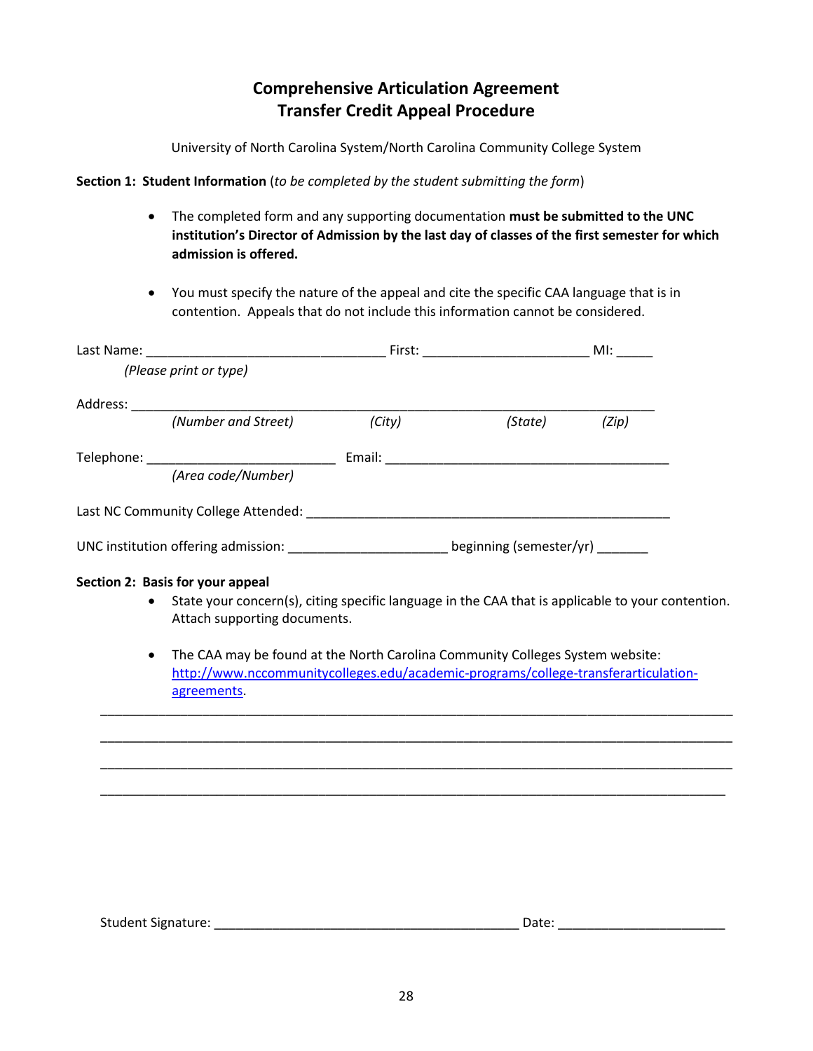# Comprehensive Articulation Agreement
# Transfer Credit Appeal Procedure

University of North Carolina System/North Carolina Community College System

**Section 1: Student Information** (*to be completed by the student submitting the form*)

- The completed form and any supporting documentation **must be submitted to the UNC institution's Director of Admission by the last day of classes of the first semester for which admission is offered.**

- You must specify the nature of the appeal and cite the specific CAA language that is in contention. Appeals that do not include this information cannot be considered.

Last Name: ________________________________ First: ______________________ MI: _____
*(Please print or type)*

Address: ______________________________________________________________________
*(Number and Street)* *(City)* *(State)* *(Zip)*

Telephone: _________________________ Email: ______________________________________
*(Area code/Number)*

Last NC Community College Attended: ________________________________________________

UNC institution offering admission: _____________________ beginning (semester/yr) _______

**Section 2: Basis for your appeal**

- State your concern(s), citing specific language in the CAA that is applicable to your contention. Attach supporting documents.

- The CAA may be found at the North Carolina Community Colleges System website: [http://www.nccommunitycolleges.edu/academic-programs/college-transferarticulation-agreements](http://www.nccommunitycolleges.edu/academic-programs/college-transferarticulation-agreements).

______________________________________________________________________________________

______________________________________________________________________________________

______________________________________________________________________________________

______________________________________________________________________________________

Student Signature: _________________________________________ Date: ______________________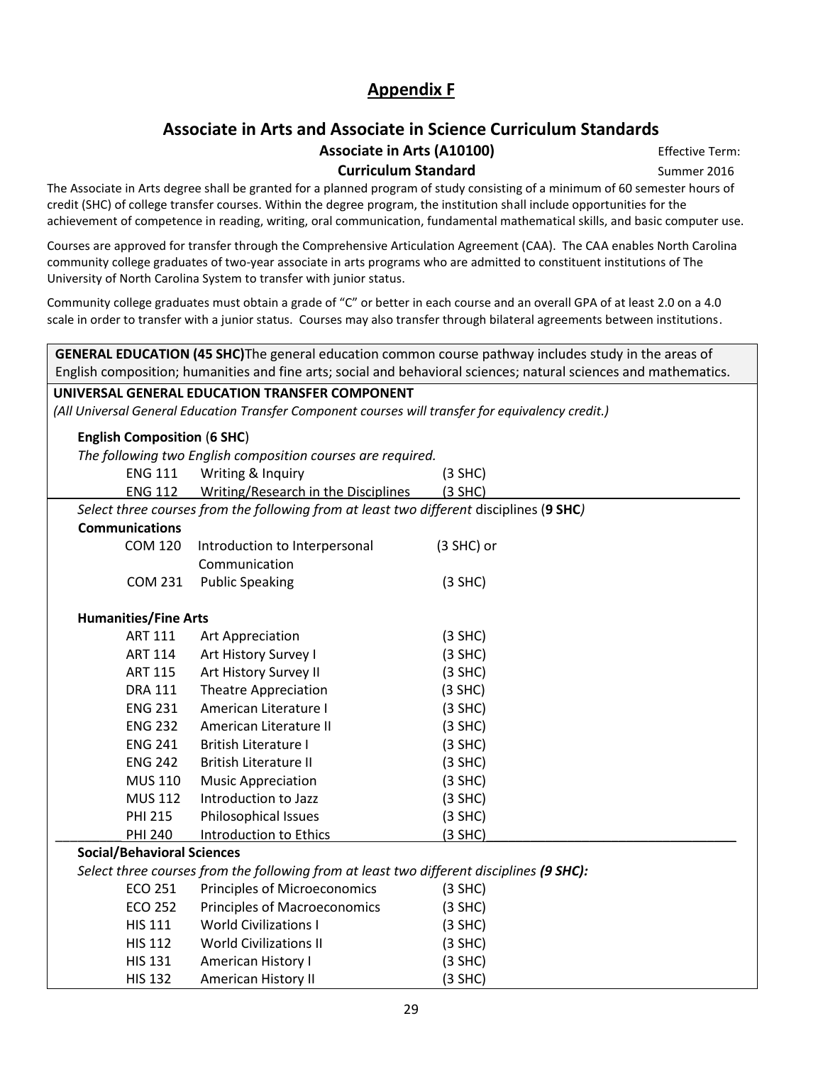# Appendix F

## Associate in Arts and Associate in Science Curriculum Standards

### Associate in Arts (A10100) Curriculum Standard

Effective Term: Summer 2016

The Associate in Arts degree shall be granted for a planned program of study consisting of a minimum of 60 semester hours of credit (SHC) of college transfer courses. Within the degree program, the institution shall include opportunities for the achievement of competence in reading, writing, oral communication, fundamental mathematical skills, and basic computer use.

Courses are approved for transfer through the Comprehensive Articulation Agreement (CAA). The CAA enables North Carolina community college graduates of two-year associate in arts programs who are admitted to constituent institutions of The University of North Carolina System to transfer with junior status.

Community college graduates must obtain a grade of "C" or better in each course and an overall GPA of at least 2.0 on a 4.0 scale in order to transfer with a junior status. Courses may also transfer through bilateral agreements between institutions.

**GENERAL EDUCATION (45 SHC)** The general education common course pathway includes study in the areas of English composition; humanities and fine arts; social and behavioral sciences; natural sciences and mathematics.

**UNIVERSAL GENERAL EDUCATION TRANSFER COMPONENT**

*(All Universal General Education Transfer Component courses will transfer for equivalency credit.)*

**English Composition (6 SHC)**

*The following two English composition courses are required.*

| Course | Title | Credit |
|---|---|---|
| ENG 111 | Writing & Inquiry | (3 SHC) |
| ENG 112 | Writing/Research in the Disciplines | (3 SHC) |

*Select three courses from the following from at least two different* disciplines (**9 SHC**)

**Communications**

| Course | Title | Credit |
|---|---|---|
| COM 120 | Introduction to Interpersonal Communication | (3 SHC) or |
| COM 231 | Public Speaking | (3 SHC) |

**Humanities/Fine Arts**

| Course | Title | Credit |
|---|---|---|
| ART 111 | Art Appreciation | (3 SHC) |
| ART 114 | Art History Survey I | (3 SHC) |
| ART 115 | Art History Survey II | (3 SHC) |
| DRA 111 | Theatre Appreciation | (3 SHC) |
| ENG 231 | American Literature I | (3 SHC) |
| ENG 232 | American Literature II | (3 SHC) |
| ENG 241 | British Literature I | (3 SHC) |
| ENG 242 | British Literature II | (3 SHC) |
| MUS 110 | Music Appreciation | (3 SHC) |
| MUS 112 | Introduction to Jazz | (3 SHC) |
| PHI 215 | Philosophical Issues | (3 SHC) |
| PHI 240 | Introduction to Ethics | (3 SHC) |

**Social/Behavioral Sciences**

*Select three courses from the following from at least two different disciplines **(9 SHC):***

| Course | Title | Credit |
|---|---|---|
| ECO 251 | Principles of Microeconomics | (3 SHC) |
| ECO 252 | Principles of Macroeconomics | (3 SHC) |
| HIS 111 | World Civilizations I | (3 SHC) |
| HIS 112 | World Civilizations II | (3 SHC) |
| HIS 131 | American History I | (3 SHC) |
| HIS 132 | American History II | (3 SHC) |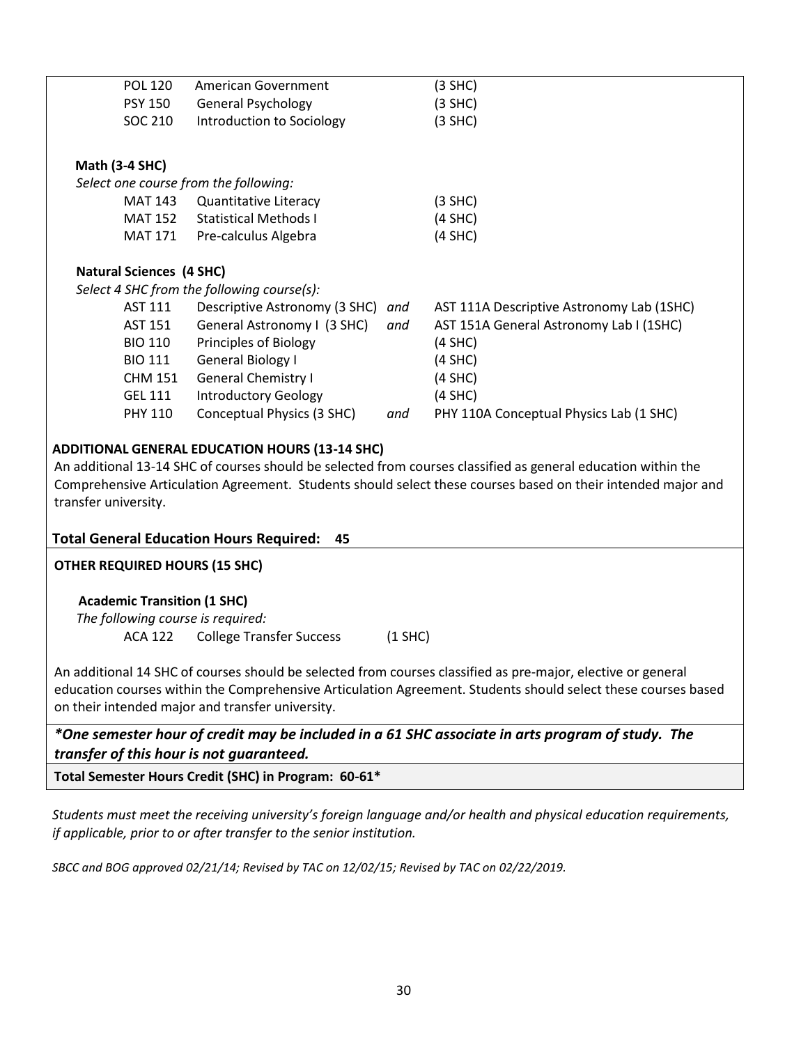| | | |
|---|---|---|
| POL 120 | American Government | (3 SHC) |
| PSY 150 | General Psychology | (3 SHC) |
| SOC 210 | Introduction to Sociology | (3 SHC) |

**Math (3-4 SHC)**

*Select one course from the following:*

| | | |
|---|---|---|
| MAT 143 | Quantitative Literacy | (3 SHC) |
| MAT 152 | Statistical Methods I | (4 SHC) |
| MAT 171 | Pre-calculus Algebra | (4 SHC) |

**Natural Sciences (4 SHC)**

*Select 4 SHC from the following course(s):*

| | | | |
|---|---|---|---|
| AST 111 | Descriptive Astronomy (3 SHC) | *and* | AST 111A Descriptive Astronomy Lab (1SHC) |
| AST 151 | General Astronomy I (3 SHC) | *and* | AST 151A General Astronomy Lab I (1SHC) |
| BIO 110 | Principles of Biology | | (4 SHC) |
| BIO 111 | General Biology I | | (4 SHC) |
| CHM 151 | General Chemistry I | | (4 SHC) |
| GEL 111 | Introductory Geology | | (4 SHC) |
| PHY 110 | Conceptual Physics (3 SHC) | *and* | PHY 110A Conceptual Physics Lab (1 SHC) |

**ADDITIONAL GENERAL EDUCATION HOURS (13-14 SHC)**

An additional 13-14 SHC of courses should be selected from courses classified as general education within the Comprehensive Articulation Agreement. Students should select these courses based on their intended major and transfer university.

**Total General Education Hours Required: 45**

**OTHER REQUIRED HOURS (15 SHC)**

**Academic Transition (1 SHC)**

*The following course is required:*

| | | |
|---|---|---|
| ACA 122 | College Transfer Success | (1 SHC) |

An additional 14 SHC of courses should be selected from courses classified as pre-major, elective or general education courses within the Comprehensive Articulation Agreement. Students should select these courses based on their intended major and transfer university.

***One semester hour of credit may be included in a 61 SHC associate in arts program of study. The transfer of this hour is not guaranteed.***

**Total Semester Hours Credit (SHC) in Program: 60-61***

*Students must meet the receiving university's foreign language and/or health and physical education requirements, if applicable, prior to or after transfer to the senior institution.*

*SBCC and BOG approved 02/21/14; Revised by TAC on 12/02/15; Revised by TAC on 02/22/2019.*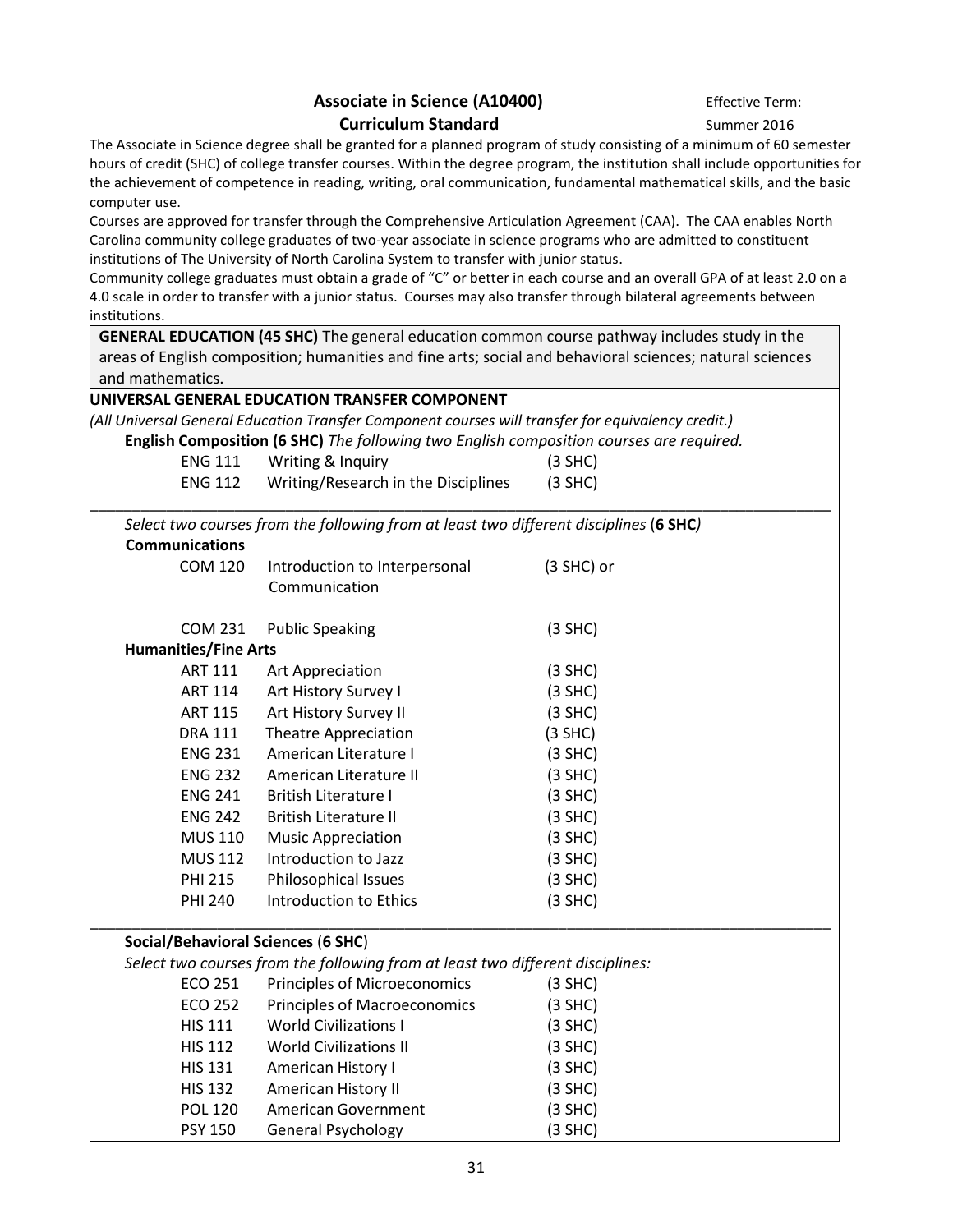# Associate in Science (A10400)
## Curriculum Standard

Effective Term: Summer 2016

The Associate in Science degree shall be granted for a planned program of study consisting of a minimum of 60 semester hours of credit (SHC) of college transfer courses. Within the degree program, the institution shall include opportunities for the achievement of competence in reading, writing, oral communication, fundamental mathematical skills, and the basic computer use.

Courses are approved for transfer through the Comprehensive Articulation Agreement (CAA). The CAA enables North Carolina community college graduates of two-year associate in science programs who are admitted to constituent institutions of The University of North Carolina System to transfer with junior status.

Community college graduates must obtain a grade of "C" or better in each course and an overall GPA of at least 2.0 on a 4.0 scale in order to transfer with a junior status. Courses may also transfer through bilateral agreements between institutions.

**GENERAL EDUCATION (45 SHC)** The general education common course pathway includes study in the areas of English composition; humanities and fine arts; social and behavioral sciences; natural sciences and mathematics.

**UNIVERSAL GENERAL EDUCATION TRANSFER COMPONENT**

*(All Universal General Education Transfer Component courses will transfer for equivalency credit.)*

**English Composition (6 SHC)** *The following two English composition courses are required.*

| | | |
|---|---|---|
| ENG 111 | Writing & Inquiry | (3 SHC) |
| ENG 112 | Writing/Research in the Disciplines | (3 SHC) |

*Select two courses from the following from at least two different disciplines* (**6 SHC**)

**Communications**

| | | |
|---|---|---|
| COM 120 | Introduction to Interpersonal Communication | (3 SHC) or |
| COM 231 | Public Speaking | (3 SHC) |

**Humanities/Fine Arts**

| | | |
|---|---|---|
| ART 111 | Art Appreciation | (3 SHC) |
| ART 114 | Art History Survey I | (3 SHC) |
| ART 115 | Art History Survey II | (3 SHC) |
| DRA 111 | Theatre Appreciation | (3 SHC) |
| ENG 231 | American Literature I | (3 SHC) |
| ENG 232 | American Literature II | (3 SHC) |
| ENG 241 | British Literature I | (3 SHC) |
| ENG 242 | British Literature II | (3 SHC) |
| MUS 110 | Music Appreciation | (3 SHC) |
| MUS 112 | Introduction to Jazz | (3 SHC) |
| PHI 215 | Philosophical Issues | (3 SHC) |
| PHI 240 | Introduction to Ethics | (3 SHC) |

**Social/Behavioral Sciences** (**6 SHC**)

*Select two courses from the following from at least two different disciplines:*

| | | |
|---|---|---|
| ECO 251 | Principles of Microeconomics | (3 SHC) |
| ECO 252 | Principles of Macroeconomics | (3 SHC) |
| HIS 111 | World Civilizations I | (3 SHC) |
| HIS 112 | World Civilizations II | (3 SHC) |
| HIS 131 | American History I | (3 SHC) |
| HIS 132 | American History II | (3 SHC) |
| POL 120 | American Government | (3 SHC) |
| PSY 150 | General Psychology | (3 SHC) |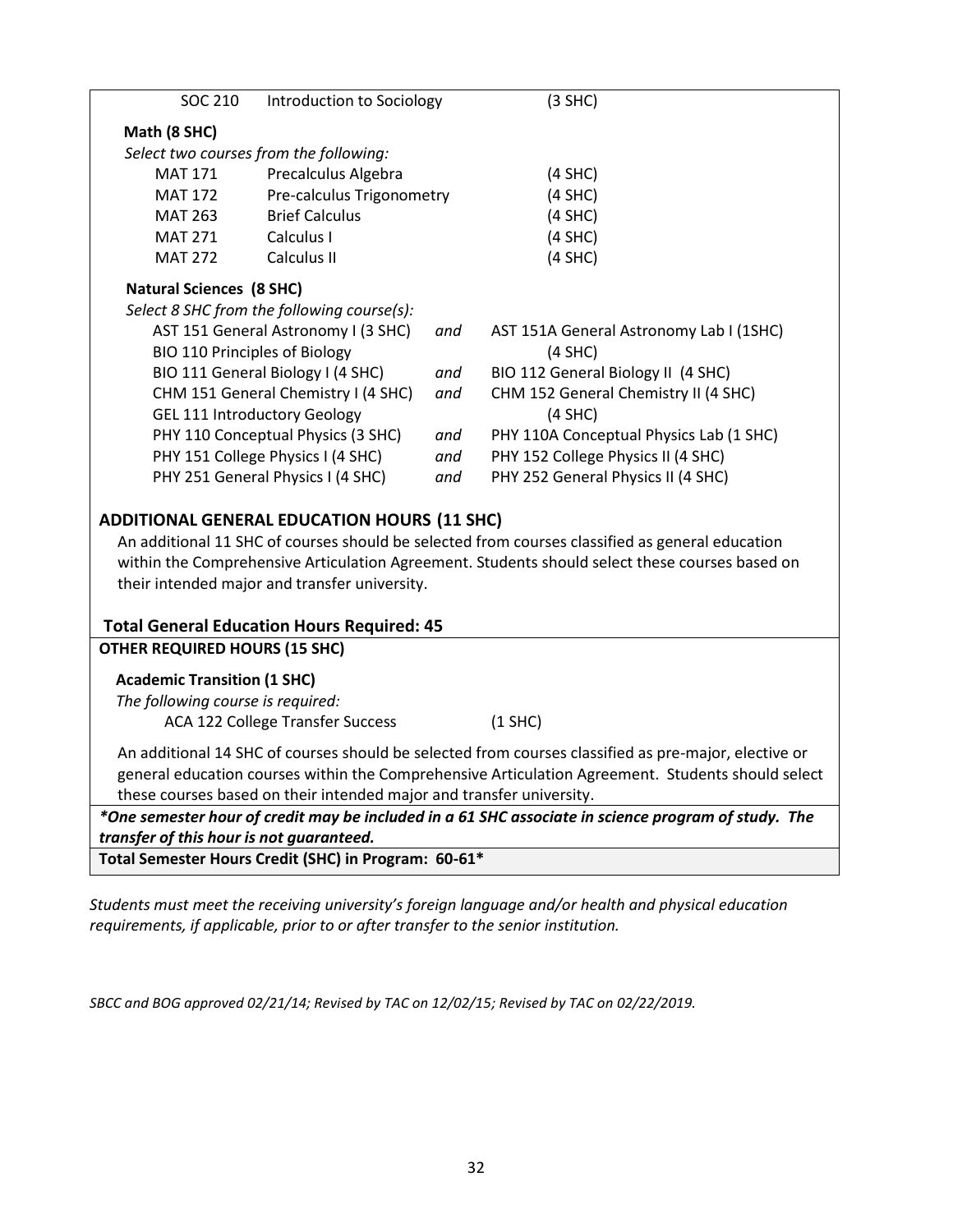| SOC 210 | Introduction to Sociology | (3 SHC) |
|---|---|---|

**Math (8 SHC)**

*Select two courses from the following:*

| MAT 171 | Precalculus Algebra | (4 SHC) |
|---|---|---|
| MAT 172 | Pre-calculus Trigonometry | (4 SHC) |
| MAT 263 | Brief Calculus | (4 SHC) |
| MAT 271 | Calculus I | (4 SHC) |
| MAT 272 | Calculus II | (4 SHC) |

**Natural Sciences (8 SHC)**

*Select 8 SHC from the following course(s):*

| | | |
|---|---|---|
| AST 151 General Astronomy I (3 SHC) | *and* | AST 151A General Astronomy Lab I (1SHC) |
| BIO 110 Principles of Biology | | (4 SHC) |
| BIO 111 General Biology I (4 SHC) | *and* | BIO 112 General Biology II (4 SHC) |
| CHM 151 General Chemistry I (4 SHC) | *and* | CHM 152 General Chemistry II (4 SHC) |
| GEL 111 Introductory Geology | | (4 SHC) |
| PHY 110 Conceptual Physics (3 SHC) | *and* | PHY 110A Conceptual Physics Lab (1 SHC) |
| PHY 151 College Physics I (4 SHC) | *and* | PHY 152 College Physics II (4 SHC) |
| PHY 251 General Physics I (4 SHC) | *and* | PHY 252 General Physics II (4 SHC) |

**ADDITIONAL GENERAL EDUCATION HOURS (11 SHC)**

An additional 11 SHC of courses should be selected from courses classified as general education within the Comprehensive Articulation Agreement. Students should select these courses based on their intended major and transfer university.

**Total General Education Hours Required: 45**

**OTHER REQUIRED HOURS (15 SHC)**

**Academic Transition (1 SHC)**

*The following course is required:*

ACA 122 College Transfer Success (1 SHC)

An additional 14 SHC of courses should be selected from courses classified as pre-major, elective or general education courses within the Comprehensive Articulation Agreement. Students should select these courses based on their intended major and transfer university.

***One semester hour of credit may be included in a 61 SHC associate in science program of study. The transfer of this hour is not guaranteed.***

**Total Semester Hours Credit (SHC) in Program: 60-61***

*Students must meet the receiving university's foreign language and/or health and physical education requirements, if applicable, prior to or after transfer to the senior institution.*

*SBCC and BOG approved 02/21/14; Revised by TAC on 12/02/15; Revised by TAC on 02/22/2019.*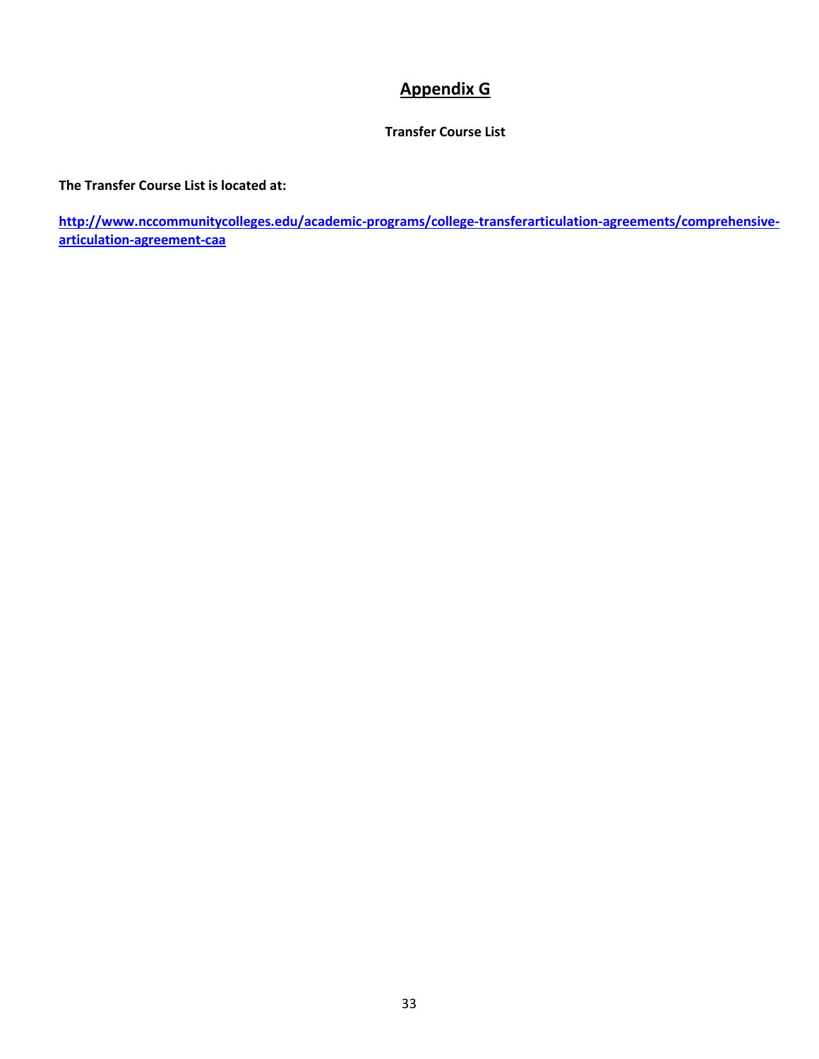# Appendix G

**Transfer Course List**

**The Transfer Course List is located at:**

**http://www.nccommunitycolleges.edu/academic-programs/college-transferarticulation-agreements/comprehensive-articulation-agreement-caa**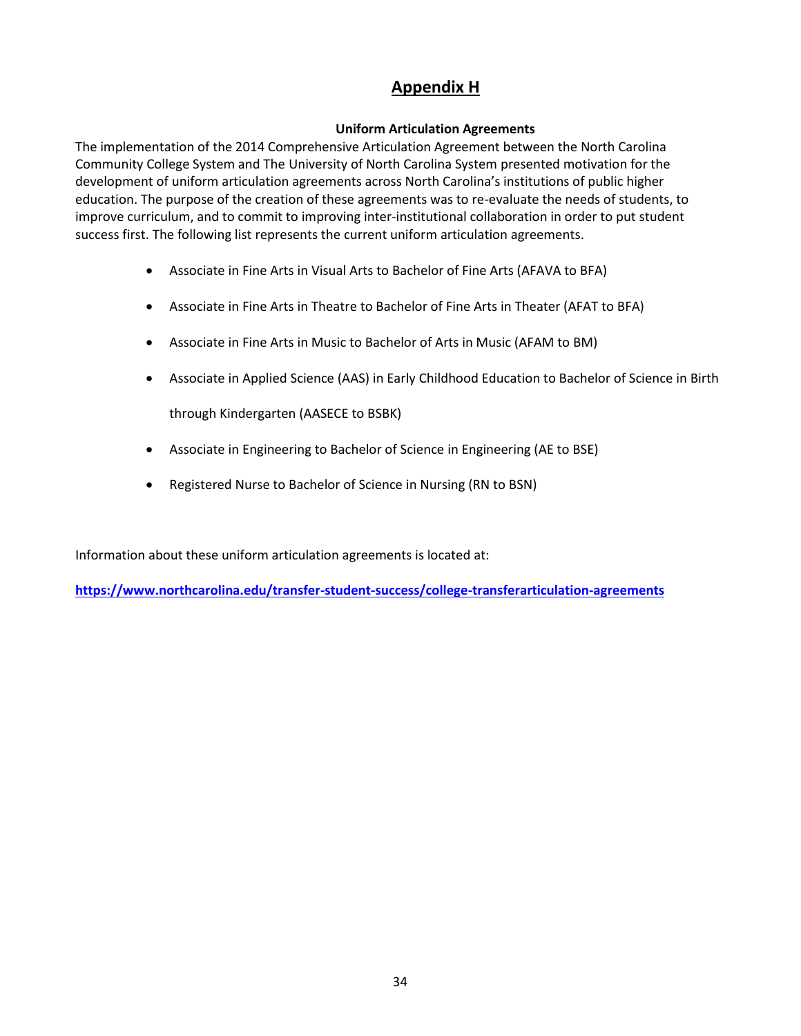# Appendix H

**Uniform Articulation Agreements**

The implementation of the 2014 Comprehensive Articulation Agreement between the North Carolina Community College System and The University of North Carolina System presented motivation for the development of uniform articulation agreements across North Carolina's institutions of public higher education. The purpose of the creation of these agreements was to re-evaluate the needs of students, to improve curriculum, and to commit to improving inter-institutional collaboration in order to put student success first. The following list represents the current uniform articulation agreements.

- Associate in Fine Arts in Visual Arts to Bachelor of Fine Arts (AFAVA to BFA)
- Associate in Fine Arts in Theatre to Bachelor of Fine Arts in Theater (AFAT to BFA)
- Associate in Fine Arts in Music to Bachelor of Arts in Music (AFAM to BM)
- Associate in Applied Science (AAS) in Early Childhood Education to Bachelor of Science in Birth through Kindergarten (AASECE to BSBK)
- Associate in Engineering to Bachelor of Science in Engineering (AE to BSE)
- Registered Nurse to Bachelor of Science in Nursing (RN to BSN)

Information about these uniform articulation agreements is located at:

**https://www.northcarolina.edu/transfer-student-success/college-transferarticulation-agreements**